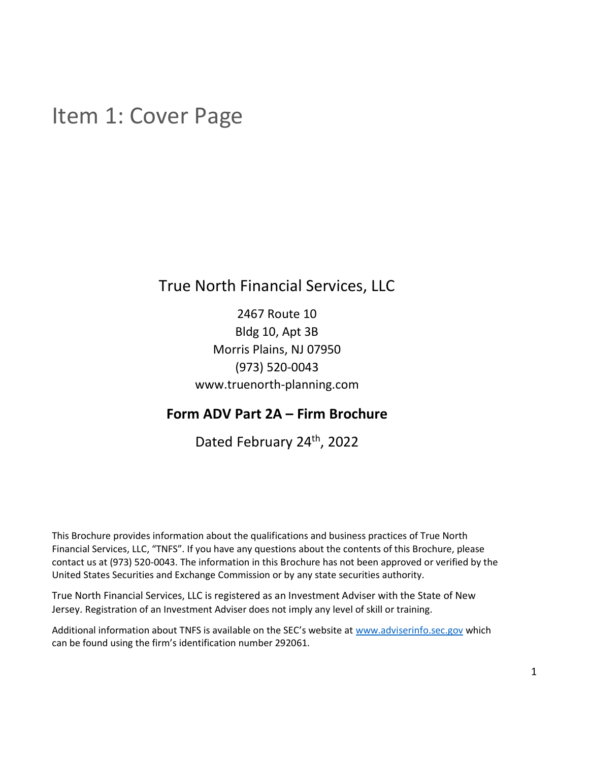# Item 1: Cover Page

True North Financial Services, LLC

2467 Route 10
Bldg 10, Apt 3B
Morris Plains, NJ 07950
(973) 520-0043
www.truenorth-planning.com

**Form ADV Part 2A – Firm Brochure**

Dated February 24th, 2022

This Brochure provides information about the qualifications and business practices of True North Financial Services, LLC, "TNFS". If you have any questions about the contents of this Brochure, please contact us at (973) 520-0043. The information in this Brochure has not been approved or verified by the United States Securities and Exchange Commission or by any state securities authority.

True North Financial Services, LLC is registered as an Investment Adviser with the State of New Jersey. Registration of an Investment Adviser does not imply any level of skill or training.

Additional information about TNFS is available on the SEC's website at www.adviserinfo.sec.gov which can be found using the firm's identification number 292061.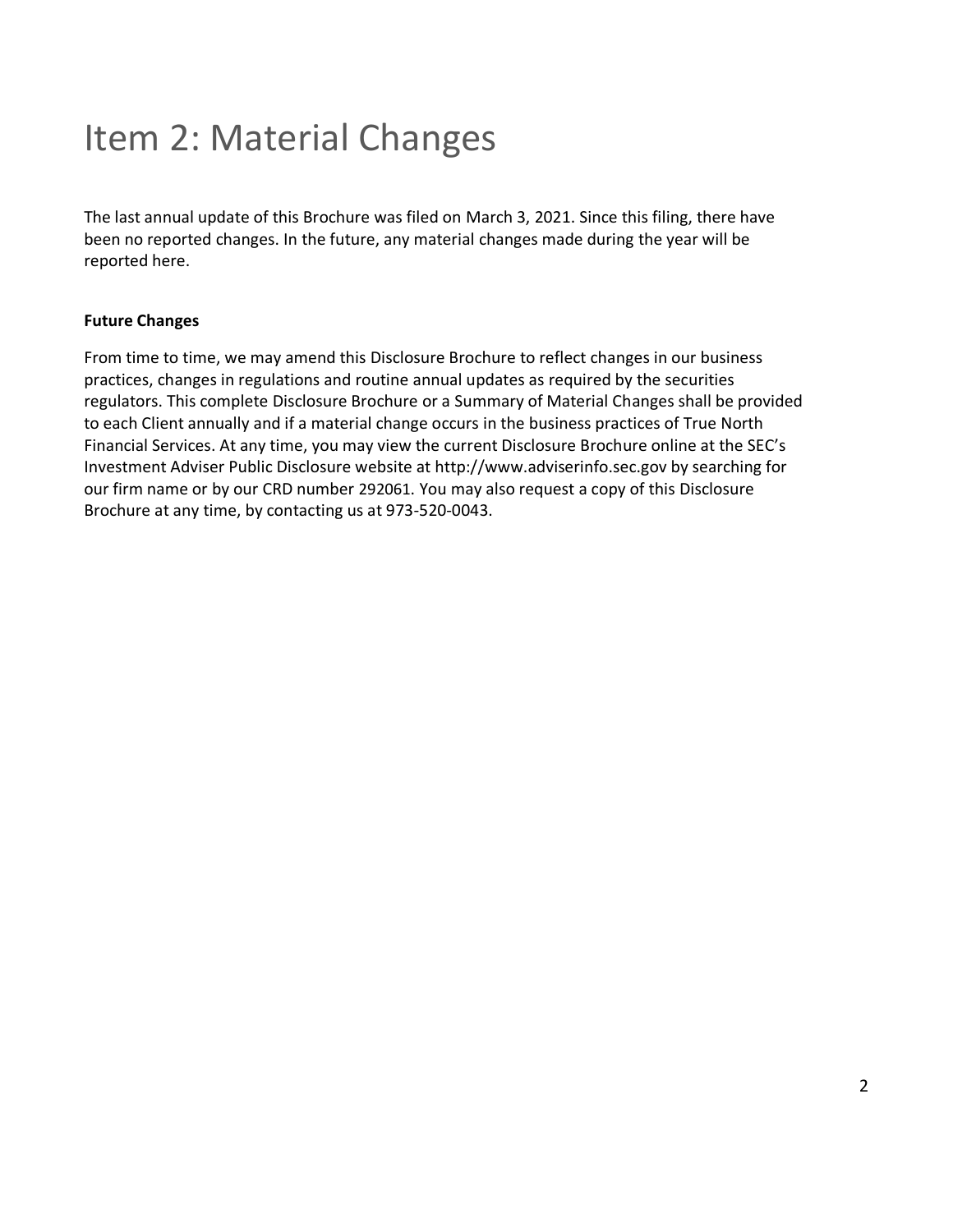# Item 2: Material Changes

The last annual update of this Brochure was filed on March 3, 2021. Since this filing, there have been no reported changes. In the future, any material changes made during the year will be reported here.

**Future Changes**

From time to time, we may amend this Disclosure Brochure to reflect changes in our business practices, changes in regulations and routine annual updates as required by the securities regulators. This complete Disclosure Brochure or a Summary of Material Changes shall be provided to each Client annually and if a material change occurs in the business practices of True North Financial Services. At any time, you may view the current Disclosure Brochure online at the SEC's Investment Adviser Public Disclosure website at http://www.adviserinfo.sec.gov by searching for our firm name or by our CRD number 292061. You may also request a copy of this Disclosure Brochure at any time, by contacting us at 973-520-0043.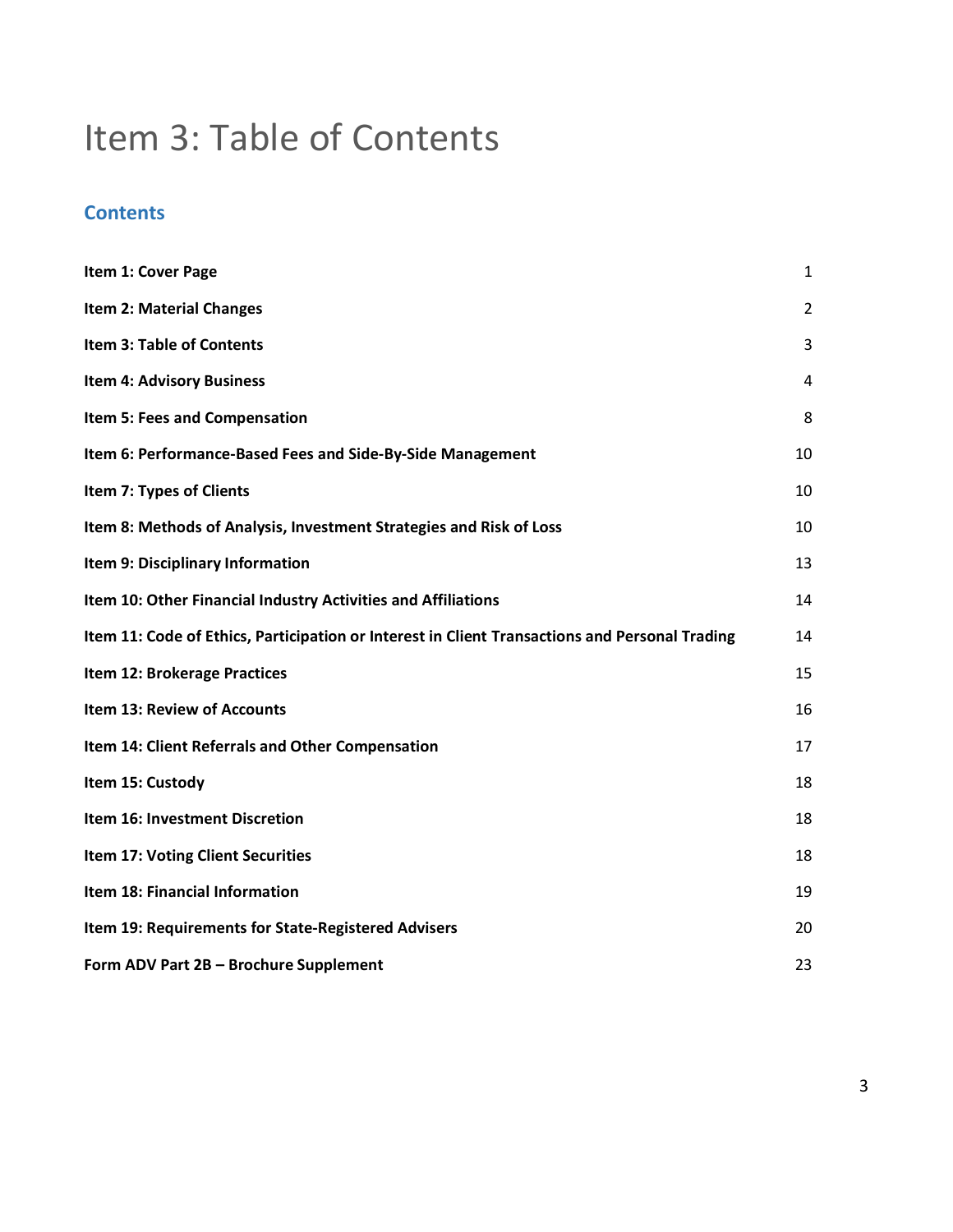# Item 3: Table of Contents

## Contents

| | |
|---|---|
| **Item 1: Cover Page** | 1 |
| **Item 2: Material Changes** | 2 |
| **Item 3: Table of Contents** | 3 |
| **Item 4: Advisory Business** | 4 |
| **Item 5: Fees and Compensation** | 8 |
| **Item 6: Performance-Based Fees and Side-By-Side Management** | 10 |
| **Item 7: Types of Clients** | 10 |
| **Item 8: Methods of Analysis, Investment Strategies and Risk of Loss** | 10 |
| **Item 9: Disciplinary Information** | 13 |
| **Item 10: Other Financial Industry Activities and Affiliations** | 14 |
| **Item 11: Code of Ethics, Participation or Interest in Client Transactions and Personal Trading** | 14 |
| **Item 12: Brokerage Practices** | 15 |
| **Item 13: Review of Accounts** | 16 |
| **Item 14: Client Referrals and Other Compensation** | 17 |
| **Item 15: Custody** | 18 |
| **Item 16: Investment Discretion** | 18 |
| **Item 17: Voting Client Securities** | 18 |
| **Item 18: Financial Information** | 19 |
| **Item 19: Requirements for State-Registered Advisers** | 20 |
| **Form ADV Part 2B – Brochure Supplement** | 23 |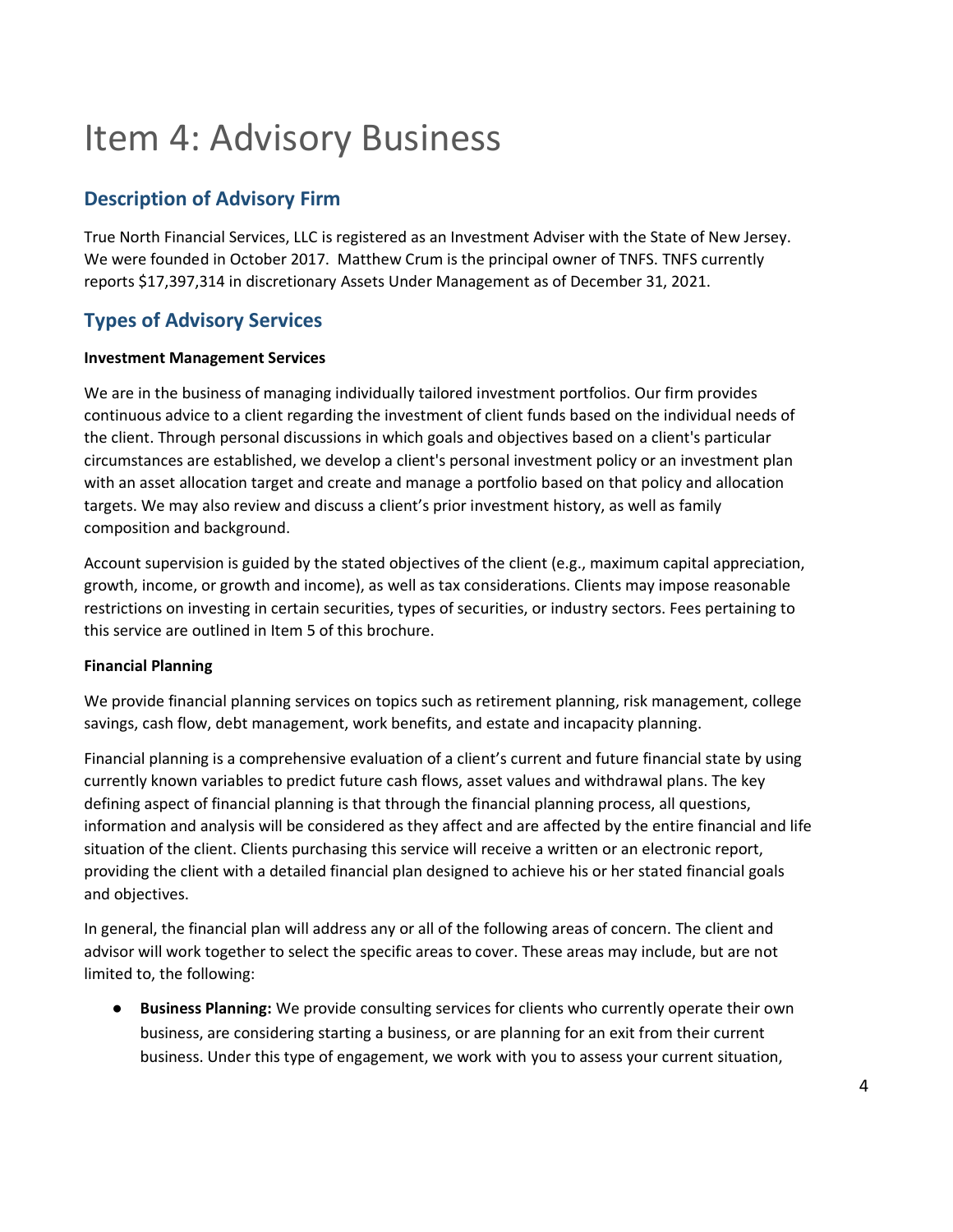# Item 4: Advisory Business

## Description of Advisory Firm

True North Financial Services, LLC is registered as an Investment Adviser with the State of New Jersey. We were founded in October 2017. Matthew Crum is the principal owner of TNFS. TNFS currently reports $17,397,314 in discretionary Assets Under Management as of December 31, 2021.

## Types of Advisory Services

**Investment Management Services**

We are in the business of managing individually tailored investment portfolios. Our firm provides continuous advice to a client regarding the investment of client funds based on the individual needs of the client. Through personal discussions in which goals and objectives based on a client's particular circumstances are established, we develop a client's personal investment policy or an investment plan with an asset allocation target and create and manage a portfolio based on that policy and allocation targets. We may also review and discuss a client's prior investment history, as well as family composition and background.

Account supervision is guided by the stated objectives of the client (e.g., maximum capital appreciation, growth, income, or growth and income), as well as tax considerations. Clients may impose reasonable restrictions on investing in certain securities, types of securities, or industry sectors. Fees pertaining to this service are outlined in Item 5 of this brochure.

**Financial Planning**

We provide financial planning services on topics such as retirement planning, risk management, college savings, cash flow, debt management, work benefits, and estate and incapacity planning.

Financial planning is a comprehensive evaluation of a client's current and future financial state by using currently known variables to predict future cash flows, asset values and withdrawal plans. The key defining aspect of financial planning is that through the financial planning process, all questions, information and analysis will be considered as they affect and are affected by the entire financial and life situation of the client. Clients purchasing this service will receive a written or an electronic report, providing the client with a detailed financial plan designed to achieve his or her stated financial goals and objectives.

In general, the financial plan will address any or all of the following areas of concern. The client and advisor will work together to select the specific areas to cover. These areas may include, but are not limited to, the following:

- **Business Planning:** We provide consulting services for clients who currently operate their own business, are considering starting a business, or are planning for an exit from their current business. Under this type of engagement, we work with you to assess your current situation,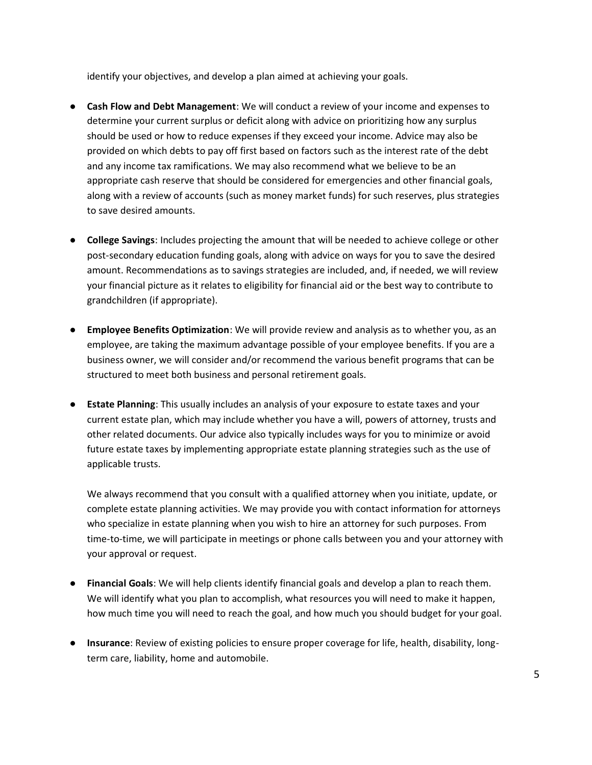identify your objectives, and develop a plan aimed at achieving your goals.

- **Cash Flow and Debt Management**: We will conduct a review of your income and expenses to determine your current surplus or deficit along with advice on prioritizing how any surplus should be used or how to reduce expenses if they exceed your income. Advice may also be provided on which debts to pay off first based on factors such as the interest rate of the debt and any income tax ramifications. We may also recommend what we believe to be an appropriate cash reserve that should be considered for emergencies and other financial goals, along with a review of accounts (such as money market funds) for such reserves, plus strategies to save desired amounts.

- **College Savings**: Includes projecting the amount that will be needed to achieve college or other post-secondary education funding goals, along with advice on ways for you to save the desired amount. Recommendations as to savings strategies are included, and, if needed, we will review your financial picture as it relates to eligibility for financial aid or the best way to contribute to grandchildren (if appropriate).

- **Employee Benefits Optimization**: We will provide review and analysis as to whether you, as an employee, are taking the maximum advantage possible of your employee benefits. If you are a business owner, we will consider and/or recommend the various benefit programs that can be structured to meet both business and personal retirement goals.

- **Estate Planning**: This usually includes an analysis of your exposure to estate taxes and your current estate plan, which may include whether you have a will, powers of attorney, trusts and other related documents. Our advice also typically includes ways for you to minimize or avoid future estate taxes by implementing appropriate estate planning strategies such as the use of applicable trusts.

  We always recommend that you consult with a qualified attorney when you initiate, update, or complete estate planning activities. We may provide you with contact information for attorneys who specialize in estate planning when you wish to hire an attorney for such purposes. From time-to-time, we will participate in meetings or phone calls between you and your attorney with your approval or request.

- **Financial Goals**: We will help clients identify financial goals and develop a plan to reach them. We will identify what you plan to accomplish, what resources you will need to make it happen, how much time you will need to reach the goal, and how much you should budget for your goal.

- **Insurance**: Review of existing policies to ensure proper coverage for life, health, disability, long-term care, liability, home and automobile.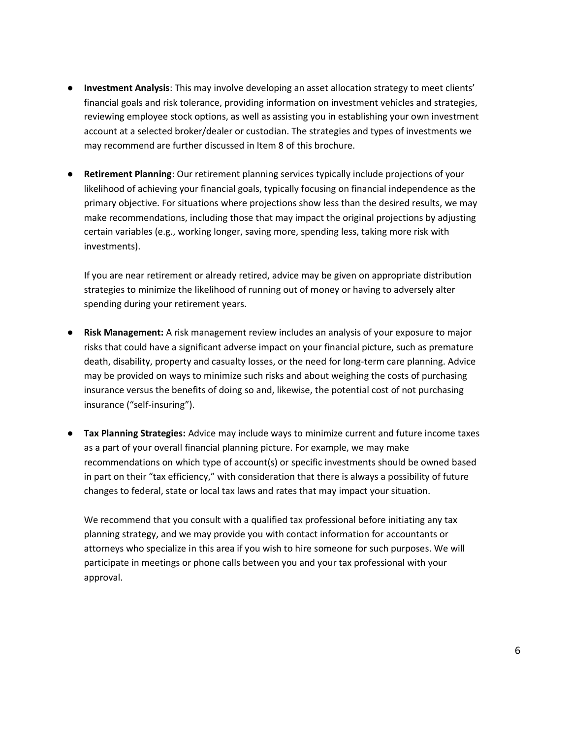- **Investment Analysis**: This may involve developing an asset allocation strategy to meet clients' financial goals and risk tolerance, providing information on investment vehicles and strategies, reviewing employee stock options, as well as assisting you in establishing your own investment account at a selected broker/dealer or custodian. The strategies and types of investments we may recommend are further discussed in Item 8 of this brochure.

- **Retirement Planning**: Our retirement planning services typically include projections of your likelihood of achieving your financial goals, typically focusing on financial independence as the primary objective. For situations where projections show less than the desired results, we may make recommendations, including those that may impact the original projections by adjusting certain variables (e.g., working longer, saving more, spending less, taking more risk with investments).

  If you are near retirement or already retired, advice may be given on appropriate distribution strategies to minimize the likelihood of running out of money or having to adversely alter spending during your retirement years.

- **Risk Management:** A risk management review includes an analysis of your exposure to major risks that could have a significant adverse impact on your financial picture, such as premature death, disability, property and casualty losses, or the need for long-term care planning. Advice may be provided on ways to minimize such risks and about weighing the costs of purchasing insurance versus the benefits of doing so and, likewise, the potential cost of not purchasing insurance ("self-insuring").

- **Tax Planning Strategies:** Advice may include ways to minimize current and future income taxes as a part of your overall financial planning picture. For example, we may make recommendations on which type of account(s) or specific investments should be owned based in part on their "tax efficiency," with consideration that there is always a possibility of future changes to federal, state or local tax laws and rates that may impact your situation.

  We recommend that you consult with a qualified tax professional before initiating any tax planning strategy, and we may provide you with contact information for accountants or attorneys who specialize in this area if you wish to hire someone for such purposes. We will participate in meetings or phone calls between you and your tax professional with your approval.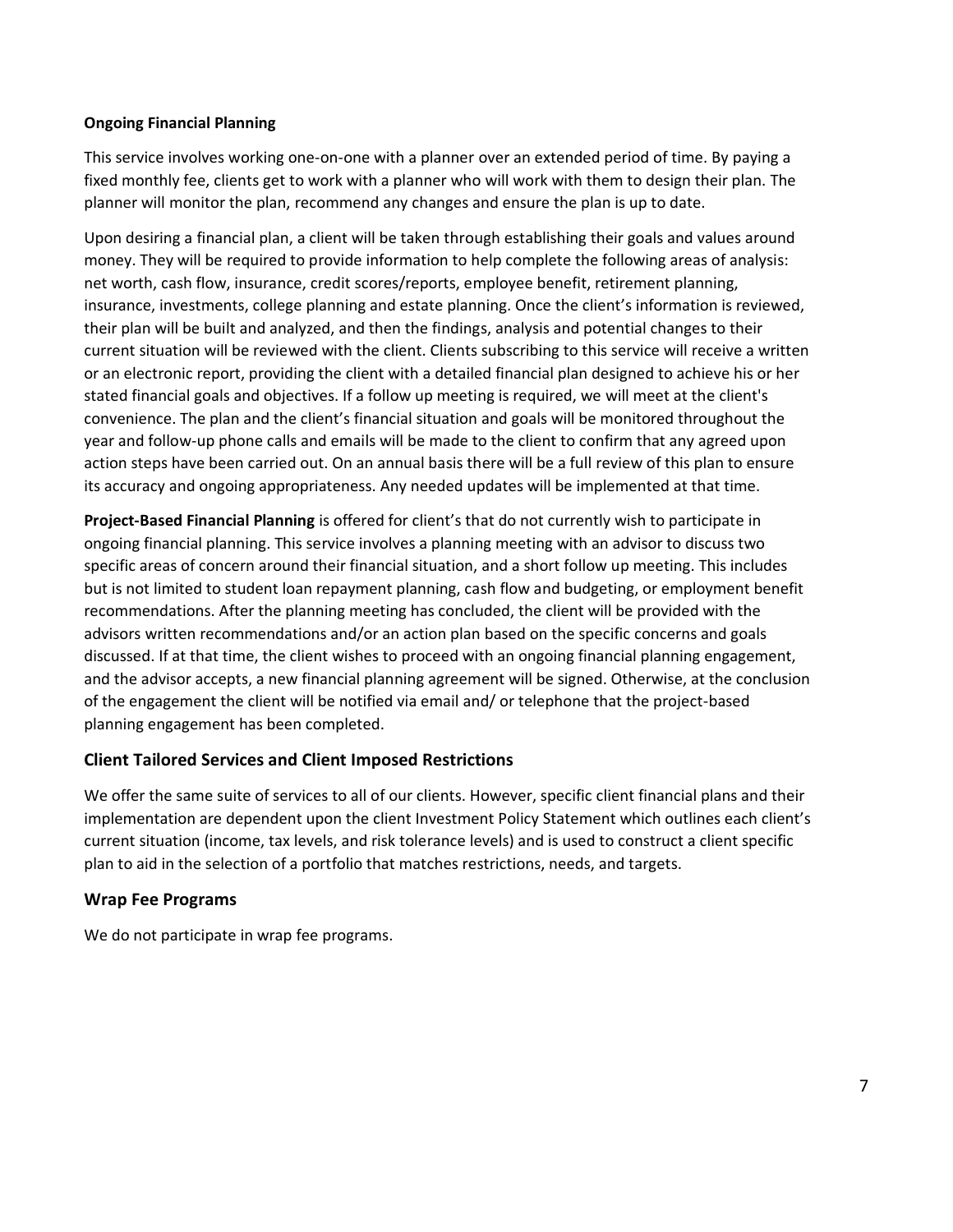**Ongoing Financial Planning**

This service involves working one-on-one with a planner over an extended period of time. By paying a fixed monthly fee, clients get to work with a planner who will work with them to design their plan. The planner will monitor the plan, recommend any changes and ensure the plan is up to date.

Upon desiring a financial plan, a client will be taken through establishing their goals and values around money. They will be required to provide information to help complete the following areas of analysis: net worth, cash flow, insurance, credit scores/reports, employee benefit, retirement planning, insurance, investments, college planning and estate planning. Once the client's information is reviewed, their plan will be built and analyzed, and then the findings, analysis and potential changes to their current situation will be reviewed with the client. Clients subscribing to this service will receive a written or an electronic report, providing the client with a detailed financial plan designed to achieve his or her stated financial goals and objectives. If a follow up meeting is required, we will meet at the client's convenience. The plan and the client's financial situation and goals will be monitored throughout the year and follow-up phone calls and emails will be made to the client to confirm that any agreed upon action steps have been carried out. On an annual basis there will be a full review of this plan to ensure its accuracy and ongoing appropriateness. Any needed updates will be implemented at that time.

**Project-Based Financial Planning** is offered for client's that do not currently wish to participate in ongoing financial planning. This service involves a planning meeting with an advisor to discuss two specific areas of concern around their financial situation, and a short follow up meeting. This includes but is not limited to student loan repayment planning, cash flow and budgeting, or employment benefit recommendations. After the planning meeting has concluded, the client will be provided with the advisors written recommendations and/or an action plan based on the specific concerns and goals discussed. If at that time, the client wishes to proceed with an ongoing financial planning engagement, and the advisor accepts, a new financial planning agreement will be signed. Otherwise, at the conclusion of the engagement the client will be notified via email and/ or telephone that the project-based planning engagement has been completed.

## Client Tailored Services and Client Imposed Restrictions

We offer the same suite of services to all of our clients. However, specific client financial plans and their implementation are dependent upon the client Investment Policy Statement which outlines each client's current situation (income, tax levels, and risk tolerance levels) and is used to construct a client specific plan to aid in the selection of a portfolio that matches restrictions, needs, and targets.

## Wrap Fee Programs

We do not participate in wrap fee programs.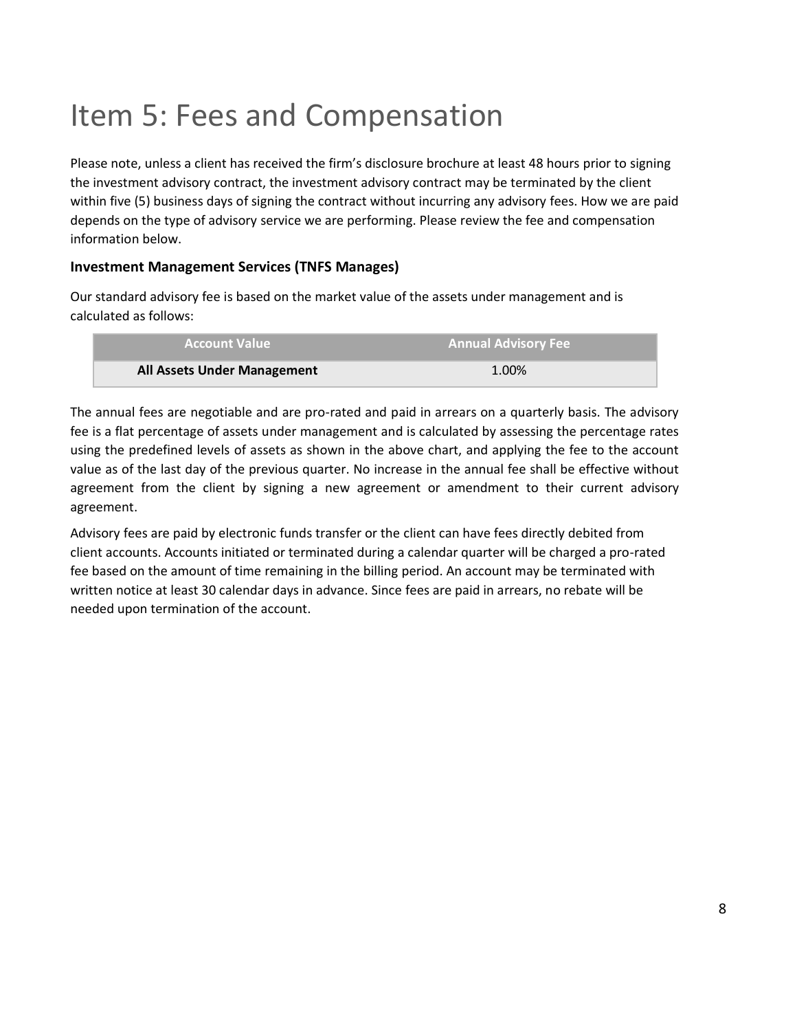# Item 5: Fees and Compensation

Please note, unless a client has received the firm's disclosure brochure at least 48 hours prior to signing the investment advisory contract, the investment advisory contract may be terminated by the client within five (5) business days of signing the contract without incurring any advisory fees. How we are paid depends on the type of advisory service we are performing. Please review the fee and compensation information below.

### Investment Management Services (TNFS Manages)

Our standard advisory fee is based on the market value of the assets under management and is calculated as follows:

| Account Value | Annual Advisory Fee |
|---|---|
| **All Assets Under Management** | 1.00% |

The annual fees are negotiable and are pro-rated and paid in arrears on a quarterly basis. The advisory fee is a flat percentage of assets under management and is calculated by assessing the percentage rates using the predefined levels of assets as shown in the above chart, and applying the fee to the account value as of the last day of the previous quarter. No increase in the annual fee shall be effective without agreement from the client by signing a new agreement or amendment to their current advisory agreement.

Advisory fees are paid by electronic funds transfer or the client can have fees directly debited from client accounts. Accounts initiated or terminated during a calendar quarter will be charged a pro-rated fee based on the amount of time remaining in the billing period. An account may be terminated with written notice at least 30 calendar days in advance. Since fees are paid in arrears, no rebate will be needed upon termination of the account.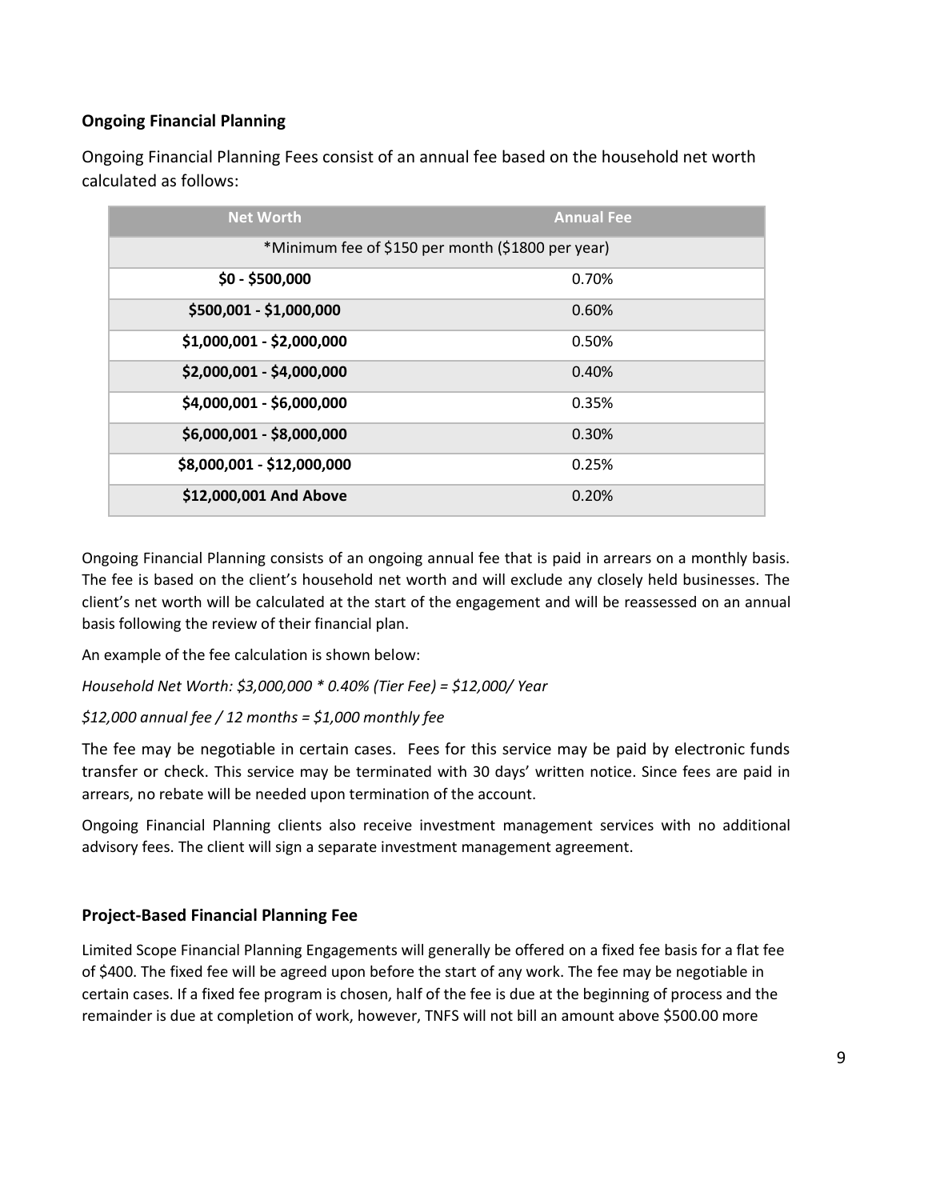### Ongoing Financial Planning

Ongoing Financial Planning Fees consist of an annual fee based on the household net worth calculated as follows:

| Net Worth | Annual Fee |
|---|---|
| *Minimum fee of $150 per month ($1800 per year) | |
| **$0 - $500,000** | 0.70% |
| **$500,001 - $1,000,000** | 0.60% |
| **$1,000,001 - $2,000,000** | 0.50% |
| **$2,000,001 - $4,000,000** | 0.40% |
| **$4,000,001 - $6,000,000** | 0.35% |
| **$6,000,001 - $8,000,000** | 0.30% |
| **$8,000,001 - $12,000,000** | 0.25% |
| **$12,000,001 And Above** | 0.20% |

Ongoing Financial Planning consists of an ongoing annual fee that is paid in arrears on a monthly basis. The fee is based on the client's household net worth and will exclude any closely held businesses. The client's net worth will be calculated at the start of the engagement and will be reassessed on an annual basis following the review of their financial plan.

An example of the fee calculation is shown below:

*Household Net Worth: $3,000,000 * 0.40% (Tier Fee) = $12,000/ Year*

*$12,000 annual fee / 12 months = $1,000 monthly fee*

The fee may be negotiable in certain cases. Fees for this service may be paid by electronic funds transfer or check. This service may be terminated with 30 days' written notice. Since fees are paid in arrears, no rebate will be needed upon termination of the account.

Ongoing Financial Planning clients also receive investment management services with no additional advisory fees. The client will sign a separate investment management agreement.

### Project-Based Financial Planning Fee

Limited Scope Financial Planning Engagements will generally be offered on a fixed fee basis for a flat fee of $400. The fixed fee will be agreed upon before the start of any work. The fee may be negotiable in certain cases. If a fixed fee program is chosen, half of the fee is due at the beginning of process and the remainder is due at completion of work, however, TNFS will not bill an amount above $500.00 more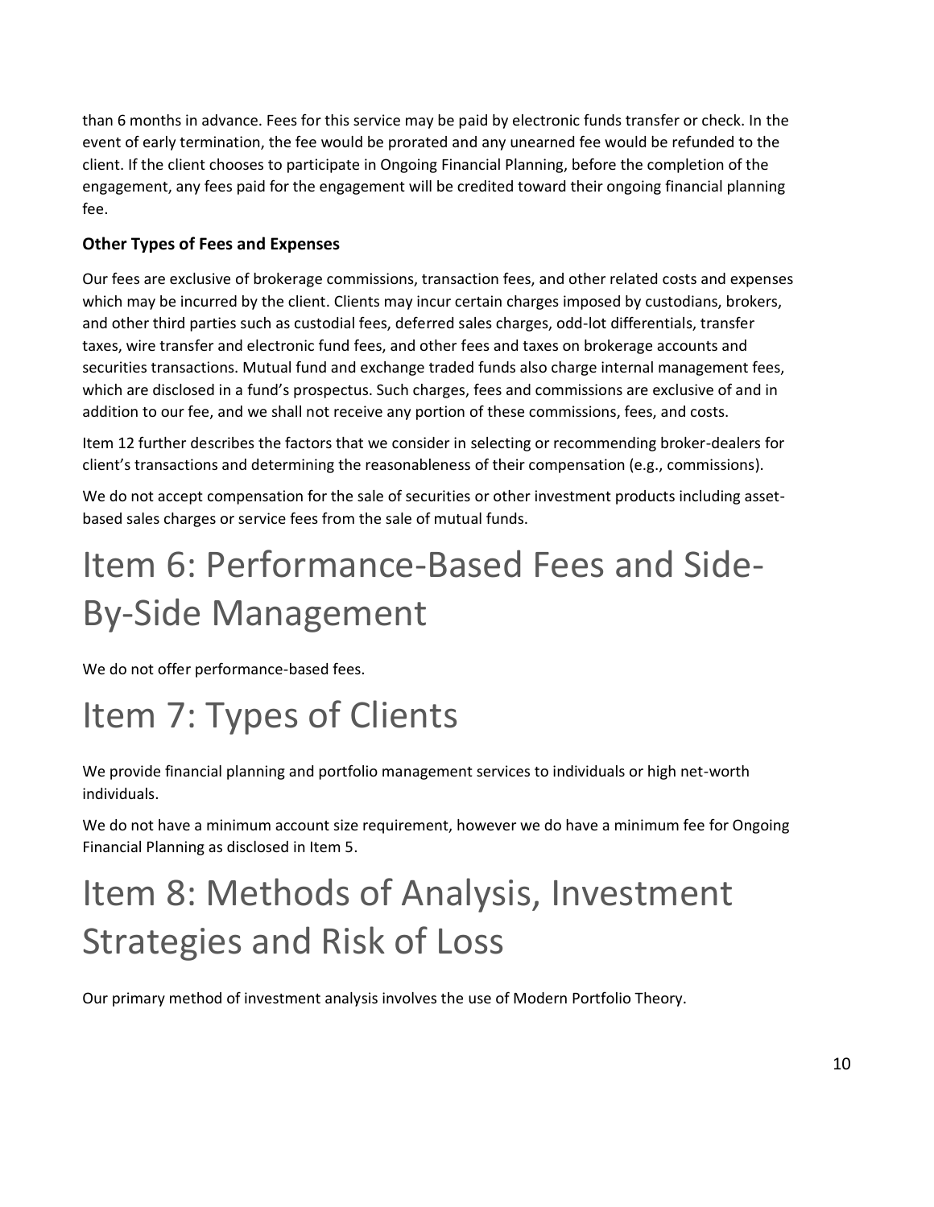than 6 months in advance. Fees for this service may be paid by electronic funds transfer or check. In the event of early termination, the fee would be prorated and any unearned fee would be refunded to the client. If the client chooses to participate in Ongoing Financial Planning, before the completion of the engagement, any fees paid for the engagement will be credited toward their ongoing financial planning fee.

### Other Types of Fees and Expenses

Our fees are exclusive of brokerage commissions, transaction fees, and other related costs and expenses which may be incurred by the client. Clients may incur certain charges imposed by custodians, brokers, and other third parties such as custodial fees, deferred sales charges, odd-lot differentials, transfer taxes, wire transfer and electronic fund fees, and other fees and taxes on brokerage accounts and securities transactions. Mutual fund and exchange traded funds also charge internal management fees, which are disclosed in a fund's prospectus. Such charges, fees and commissions are exclusive of and in addition to our fee, and we shall not receive any portion of these commissions, fees, and costs.

Item 12 further describes the factors that we consider in selecting or recommending broker-dealers for client's transactions and determining the reasonableness of their compensation (e.g., commissions).

We do not accept compensation for the sale of securities or other investment products including asset-based sales charges or service fees from the sale of mutual funds.

# Item 6: Performance-Based Fees and Side-By-Side Management

We do not offer performance-based fees.

# Item 7: Types of Clients

We provide financial planning and portfolio management services to individuals or high net-worth individuals.

We do not have a minimum account size requirement, however we do have a minimum fee for Ongoing Financial Planning as disclosed in Item 5.

# Item 8: Methods of Analysis, Investment Strategies and Risk of Loss

Our primary method of investment analysis involves the use of Modern Portfolio Theory.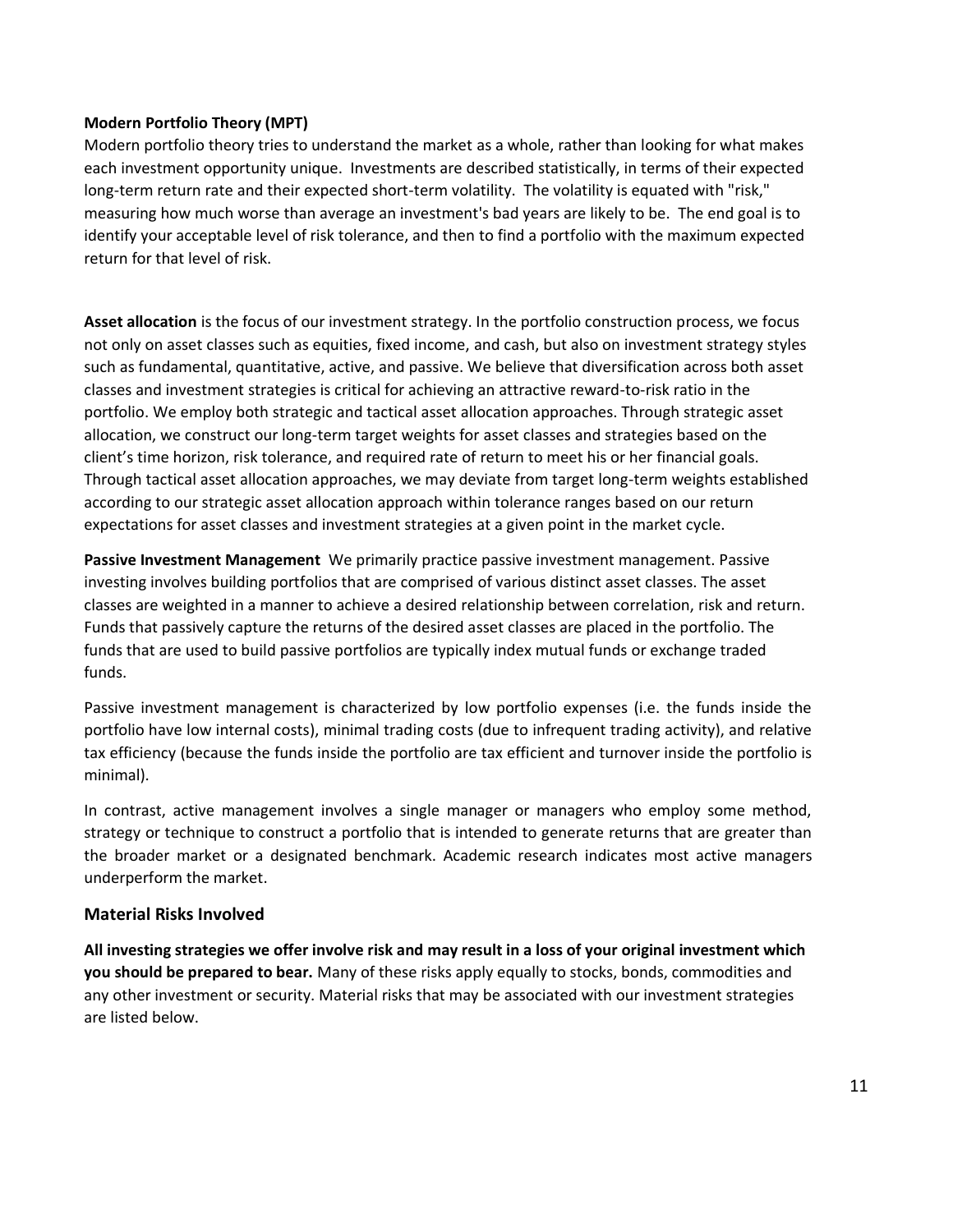**Modern Portfolio Theory (MPT)**
Modern portfolio theory tries to understand the market as a whole, rather than looking for what makes each investment opportunity unique. Investments are described statistically, in terms of their expected long-term return rate and their expected short-term volatility. The volatility is equated with "risk," measuring how much worse than average an investment's bad years are likely to be. The end goal is to identify your acceptable level of risk tolerance, and then to find a portfolio with the maximum expected return for that level of risk.

**Asset allocation** is the focus of our investment strategy. In the portfolio construction process, we focus not only on asset classes such as equities, fixed income, and cash, but also on investment strategy styles such as fundamental, quantitative, active, and passive. We believe that diversification across both asset classes and investment strategies is critical for achieving an attractive reward-to-risk ratio in the portfolio. We employ both strategic and tactical asset allocation approaches. Through strategic asset allocation, we construct our long-term target weights for asset classes and strategies based on the client's time horizon, risk tolerance, and required rate of return to meet his or her financial goals. Through tactical asset allocation approaches, we may deviate from target long-term weights established according to our strategic asset allocation approach within tolerance ranges based on our return expectations for asset classes and investment strategies at a given point in the market cycle.

**Passive Investment Management** We primarily practice passive investment management. Passive investing involves building portfolios that are comprised of various distinct asset classes. The asset classes are weighted in a manner to achieve a desired relationship between correlation, risk and return. Funds that passively capture the returns of the desired asset classes are placed in the portfolio. The funds that are used to build passive portfolios are typically index mutual funds or exchange traded funds.

Passive investment management is characterized by low portfolio expenses (i.e. the funds inside the portfolio have low internal costs), minimal trading costs (due to infrequent trading activity), and relative tax efficiency (because the funds inside the portfolio are tax efficient and turnover inside the portfolio is minimal).

In contrast, active management involves a single manager or managers who employ some method, strategy or technique to construct a portfolio that is intended to generate returns that are greater than the broader market or a designated benchmark. Academic research indicates most active managers underperform the market.

## Material Risks Involved

**All investing strategies we offer involve risk and may result in a loss of your original investment which you should be prepared to bear.** Many of these risks apply equally to stocks, bonds, commodities and any other investment or security. Material risks that may be associated with our investment strategies are listed below.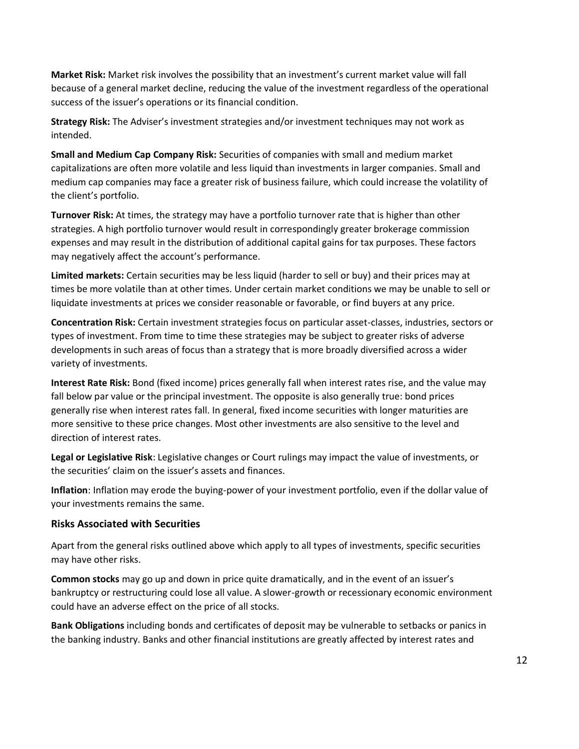**Market Risk:** Market risk involves the possibility that an investment's current market value will fall because of a general market decline, reducing the value of the investment regardless of the operational success of the issuer's operations or its financial condition.

**Strategy Risk:** The Adviser's investment strategies and/or investment techniques may not work as intended.

**Small and Medium Cap Company Risk:** Securities of companies with small and medium market capitalizations are often more volatile and less liquid than investments in larger companies. Small and medium cap companies may face a greater risk of business failure, which could increase the volatility of the client's portfolio.

**Turnover Risk:** At times, the strategy may have a portfolio turnover rate that is higher than other strategies. A high portfolio turnover would result in correspondingly greater brokerage commission expenses and may result in the distribution of additional capital gains for tax purposes. These factors may negatively affect the account's performance.

**Limited markets:** Certain securities may be less liquid (harder to sell or buy) and their prices may at times be more volatile than at other times. Under certain market conditions we may be unable to sell or liquidate investments at prices we consider reasonable or favorable, or find buyers at any price.

**Concentration Risk:** Certain investment strategies focus on particular asset-classes, industries, sectors or types of investment. From time to time these strategies may be subject to greater risks of adverse developments in such areas of focus than a strategy that is more broadly diversified across a wider variety of investments.

**Interest Rate Risk:** Bond (fixed income) prices generally fall when interest rates rise, and the value may fall below par value or the principal investment. The opposite is also generally true: bond prices generally rise when interest rates fall. In general, fixed income securities with longer maturities are more sensitive to these price changes. Most other investments are also sensitive to the level and direction of interest rates.

**Legal or Legislative Risk**: Legislative changes or Court rulings may impact the value of investments, or the securities' claim on the issuer's assets and finances.

**Inflation**: Inflation may erode the buying-power of your investment portfolio, even if the dollar value of your investments remains the same.

### Risks Associated with Securities

Apart from the general risks outlined above which apply to all types of investments, specific securities may have other risks.

**Common stocks** may go up and down in price quite dramatically, and in the event of an issuer's bankruptcy or restructuring could lose all value. A slower-growth or recessionary economic environment could have an adverse effect on the price of all stocks.

**Bank Obligations** including bonds and certificates of deposit may be vulnerable to setbacks or panics in the banking industry. Banks and other financial institutions are greatly affected by interest rates and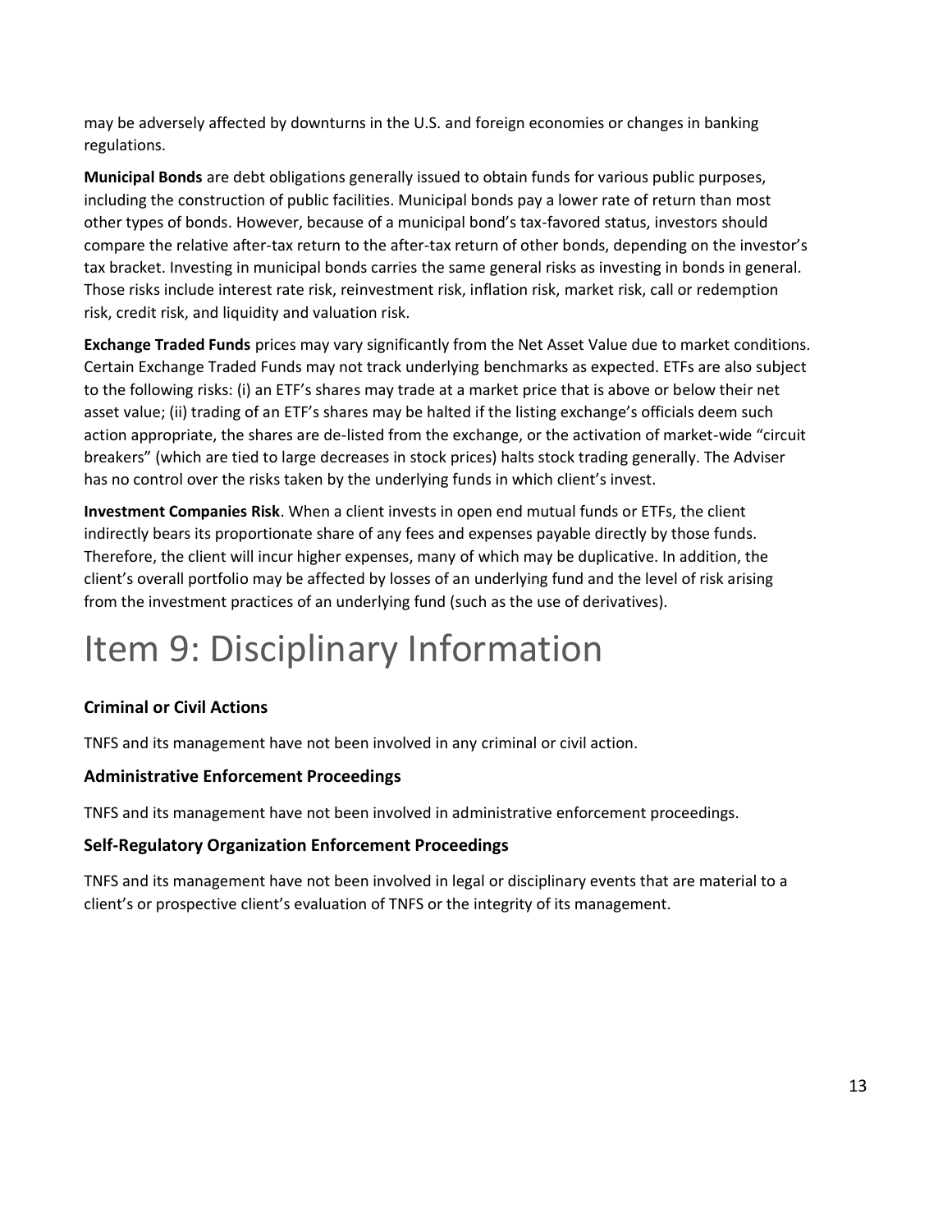may be adversely affected by downturns in the U.S. and foreign economies or changes in banking regulations.

**Municipal Bonds** are debt obligations generally issued to obtain funds for various public purposes, including the construction of public facilities. Municipal bonds pay a lower rate of return than most other types of bonds. However, because of a municipal bond's tax-favored status, investors should compare the relative after-tax return to the after-tax return of other bonds, depending on the investor's tax bracket. Investing in municipal bonds carries the same general risks as investing in bonds in general. Those risks include interest rate risk, reinvestment risk, inflation risk, market risk, call or redemption risk, credit risk, and liquidity and valuation risk.

**Exchange Traded Funds** prices may vary significantly from the Net Asset Value due to market conditions. Certain Exchange Traded Funds may not track underlying benchmarks as expected. ETFs are also subject to the following risks: (i) an ETF's shares may trade at a market price that is above or below their net asset value; (ii) trading of an ETF's shares may be halted if the listing exchange's officials deem such action appropriate, the shares are de-listed from the exchange, or the activation of market-wide "circuit breakers" (which are tied to large decreases in stock prices) halts stock trading generally. The Adviser has no control over the risks taken by the underlying funds in which client's invest.

**Investment Companies Risk**. When a client invests in open end mutual funds or ETFs, the client indirectly bears its proportionate share of any fees and expenses payable directly by those funds. Therefore, the client will incur higher expenses, many of which may be duplicative. In addition, the client's overall portfolio may be affected by losses of an underlying fund and the level of risk arising from the investment practices of an underlying fund (such as the use of derivatives).

# Item 9: Disciplinary Information

### Criminal or Civil Actions

TNFS and its management have not been involved in any criminal or civil action.

### Administrative Enforcement Proceedings

TNFS and its management have not been involved in administrative enforcement proceedings.

### Self-Regulatory Organization Enforcement Proceedings

TNFS and its management have not been involved in legal or disciplinary events that are material to a client's or prospective client's evaluation of TNFS or the integrity of its management.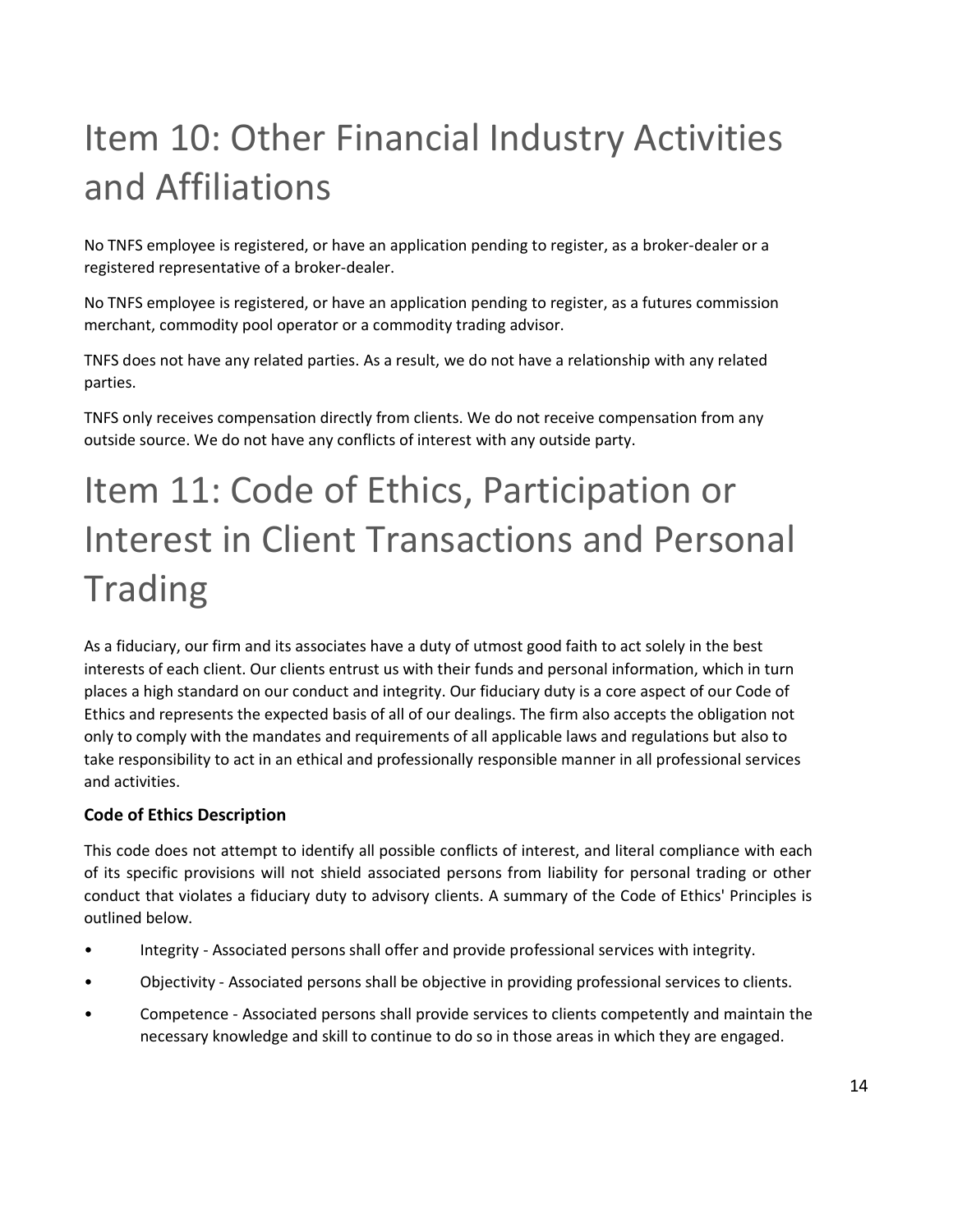# Item 10: Other Financial Industry Activities and Affiliations

No TNFS employee is registered, or have an application pending to register, as a broker-dealer or a registered representative of a broker-dealer.

No TNFS employee is registered, or have an application pending to register, as a futures commission merchant, commodity pool operator or a commodity trading advisor.

TNFS does not have any related parties. As a result, we do not have a relationship with any related parties.

TNFS only receives compensation directly from clients. We do not receive compensation from any outside source. We do not have any conflicts of interest with any outside party.

# Item 11: Code of Ethics, Participation or Interest in Client Transactions and Personal Trading

As a fiduciary, our firm and its associates have a duty of utmost good faith to act solely in the best interests of each client. Our clients entrust us with their funds and personal information, which in turn places a high standard on our conduct and integrity. Our fiduciary duty is a core aspect of our Code of Ethics and represents the expected basis of all of our dealings. The firm also accepts the obligation not only to comply with the mandates and requirements of all applicable laws and regulations but also to take responsibility to act in an ethical and professionally responsible manner in all professional services and activities.

**Code of Ethics Description**

This code does not attempt to identify all possible conflicts of interest, and literal compliance with each of its specific provisions will not shield associated persons from liability for personal trading or other conduct that violates a fiduciary duty to advisory clients. A summary of the Code of Ethics' Principles is outlined below.

- Integrity - Associated persons shall offer and provide professional services with integrity.
- Objectivity - Associated persons shall be objective in providing professional services to clients.
- Competence - Associated persons shall provide services to clients competently and maintain the necessary knowledge and skill to continue to do so in those areas in which they are engaged.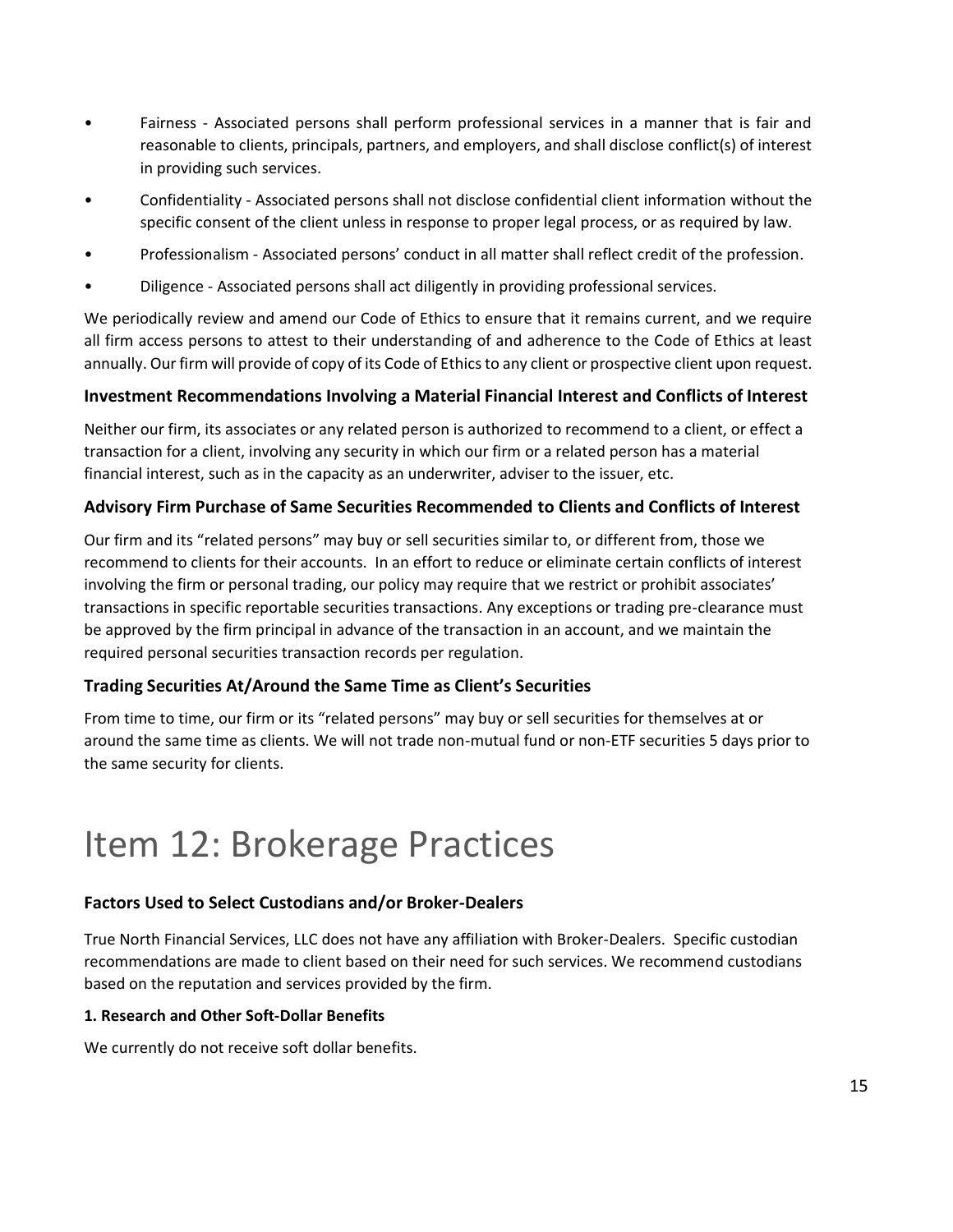- Fairness - Associated persons shall perform professional services in a manner that is fair and reasonable to clients, principals, partners, and employers, and shall disclose conflict(s) of interest in providing such services.
- Confidentiality - Associated persons shall not disclose confidential client information without the specific consent of the client unless in response to proper legal process, or as required by law.
- Professionalism - Associated persons' conduct in all matter shall reflect credit of the profession.
- Diligence - Associated persons shall act diligently in providing professional services.

We periodically review and amend our Code of Ethics to ensure that it remains current, and we require all firm access persons to attest to their understanding of and adherence to the Code of Ethics at least annually. Our firm will provide of copy of its Code of Ethics to any client or prospective client upon request.

### Investment Recommendations Involving a Material Financial Interest and Conflicts of Interest

Neither our firm, its associates or any related person is authorized to recommend to a client, or effect a transaction for a client, involving any security in which our firm or a related person has a material financial interest, such as in the capacity as an underwriter, adviser to the issuer, etc.

### Advisory Firm Purchase of Same Securities Recommended to Clients and Conflicts of Interest

Our firm and its "related persons" may buy or sell securities similar to, or different from, those we recommend to clients for their accounts. In an effort to reduce or eliminate certain conflicts of interest involving the firm or personal trading, our policy may require that we restrict or prohibit associates' transactions in specific reportable securities transactions. Any exceptions or trading pre-clearance must be approved by the firm principal in advance of the transaction in an account, and we maintain the required personal securities transaction records per regulation.

### Trading Securities At/Around the Same Time as Client's Securities

From time to time, our firm or its "related persons" may buy or sell securities for themselves at or around the same time as clients. We will not trade non-mutual fund or non-ETF securities 5 days prior to the same security for clients.

# Item 12: Brokerage Practices

### Factors Used to Select Custodians and/or Broker-Dealers

True North Financial Services, LLC does not have any affiliation with Broker-Dealers. Specific custodian recommendations are made to client based on their need for such services. We recommend custodians based on the reputation and services provided by the firm.

**1. Research and Other Soft-Dollar Benefits**

We currently do not receive soft dollar benefits.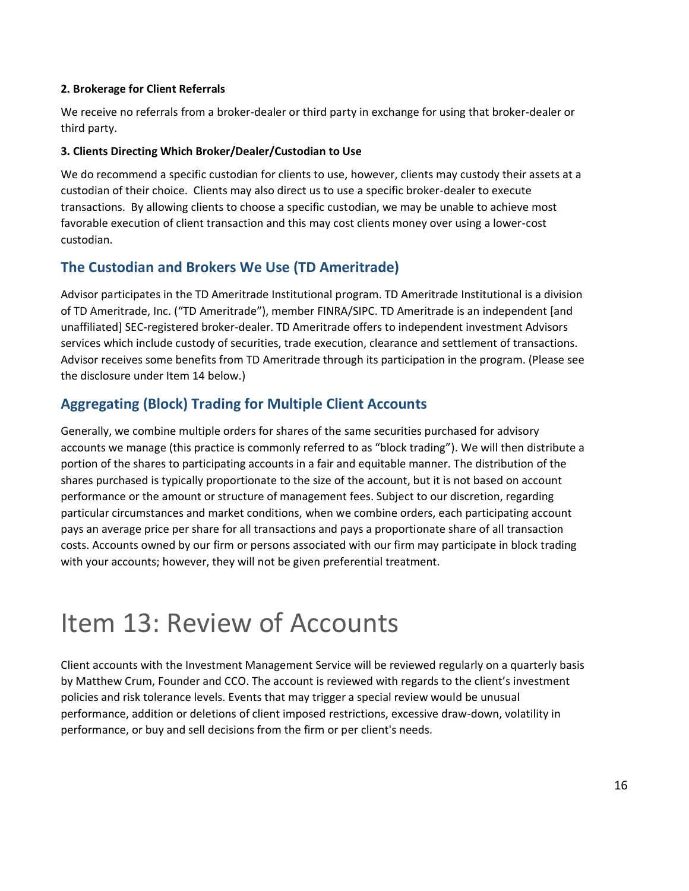**2. Brokerage for Client Referrals**

We receive no referrals from a broker-dealer or third party in exchange for using that broker-dealer or third party.

**3. Clients Directing Which Broker/Dealer/Custodian to Use**

We do recommend a specific custodian for clients to use, however, clients may custody their assets at a custodian of their choice. Clients may also direct us to use a specific broker-dealer to execute transactions. By allowing clients to choose a specific custodian, we may be unable to achieve most favorable execution of client transaction and this may cost clients money over using a lower-cost custodian.

## The Custodian and Brokers We Use (TD Ameritrade)

Advisor participates in the TD Ameritrade Institutional program. TD Ameritrade Institutional is a division of TD Ameritrade, Inc. ("TD Ameritrade"), member FINRA/SIPC. TD Ameritrade is an independent [and unaffiliated] SEC-registered broker-dealer. TD Ameritrade offers to independent investment Advisors services which include custody of securities, trade execution, clearance and settlement of transactions. Advisor receives some benefits from TD Ameritrade through its participation in the program. (Please see the disclosure under Item 14 below.)

## Aggregating (Block) Trading for Multiple Client Accounts

Generally, we combine multiple orders for shares of the same securities purchased for advisory accounts we manage (this practice is commonly referred to as "block trading"). We will then distribute a portion of the shares to participating accounts in a fair and equitable manner. The distribution of the shares purchased is typically proportionate to the size of the account, but it is not based on account performance or the amount or structure of management fees. Subject to our discretion, regarding particular circumstances and market conditions, when we combine orders, each participating account pays an average price per share for all transactions and pays a proportionate share of all transaction costs. Accounts owned by our firm or persons associated with our firm may participate in block trading with your accounts; however, they will not be given preferential treatment.

# Item 13: Review of Accounts

Client accounts with the Investment Management Service will be reviewed regularly on a quarterly basis by Matthew Crum, Founder and CCO. The account is reviewed with regards to the client's investment policies and risk tolerance levels. Events that may trigger a special review would be unusual performance, addition or deletions of client imposed restrictions, excessive draw-down, volatility in performance, or buy and sell decisions from the firm or per client's needs.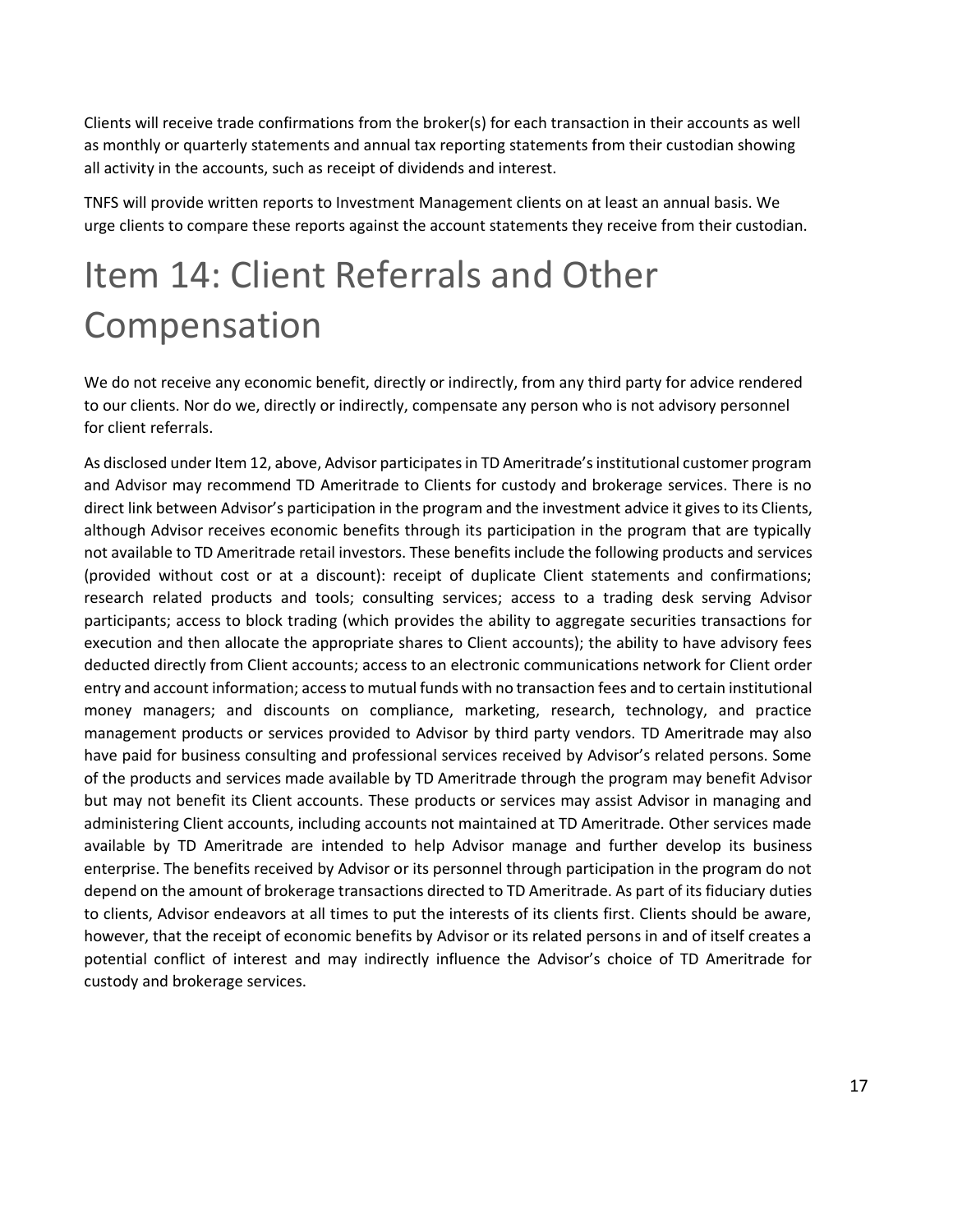Clients will receive trade confirmations from the broker(s) for each transaction in their accounts as well as monthly or quarterly statements and annual tax reporting statements from their custodian showing all activity in the accounts, such as receipt of dividends and interest.

TNFS will provide written reports to Investment Management clients on at least an annual basis. We urge clients to compare these reports against the account statements they receive from their custodian.

# Item 14: Client Referrals and Other Compensation

We do not receive any economic benefit, directly or indirectly, from any third party for advice rendered to our clients. Nor do we, directly or indirectly, compensate any person who is not advisory personnel for client referrals.

As disclosed under Item 12, above, Advisor participates in TD Ameritrade's institutional customer program and Advisor may recommend TD Ameritrade to Clients for custody and brokerage services. There is no direct link between Advisor's participation in the program and the investment advice it gives to its Clients, although Advisor receives economic benefits through its participation in the program that are typically not available to TD Ameritrade retail investors. These benefits include the following products and services (provided without cost or at a discount): receipt of duplicate Client statements and confirmations; research related products and tools; consulting services; access to a trading desk serving Advisor participants; access to block trading (which provides the ability to aggregate securities transactions for execution and then allocate the appropriate shares to Client accounts); the ability to have advisory fees deducted directly from Client accounts; access to an electronic communications network for Client order entry and account information; access to mutual funds with no transaction fees and to certain institutional money managers; and discounts on compliance, marketing, research, technology, and practice management products or services provided to Advisor by third party vendors. TD Ameritrade may also have paid for business consulting and professional services received by Advisor's related persons. Some of the products and services made available by TD Ameritrade through the program may benefit Advisor but may not benefit its Client accounts. These products or services may assist Advisor in managing and administering Client accounts, including accounts not maintained at TD Ameritrade. Other services made available by TD Ameritrade are intended to help Advisor manage and further develop its business enterprise. The benefits received by Advisor or its personnel through participation in the program do not depend on the amount of brokerage transactions directed to TD Ameritrade. As part of its fiduciary duties to clients, Advisor endeavors at all times to put the interests of its clients first. Clients should be aware, however, that the receipt of economic benefits by Advisor or its related persons in and of itself creates a potential conflict of interest and may indirectly influence the Advisor's choice of TD Ameritrade for custody and brokerage services.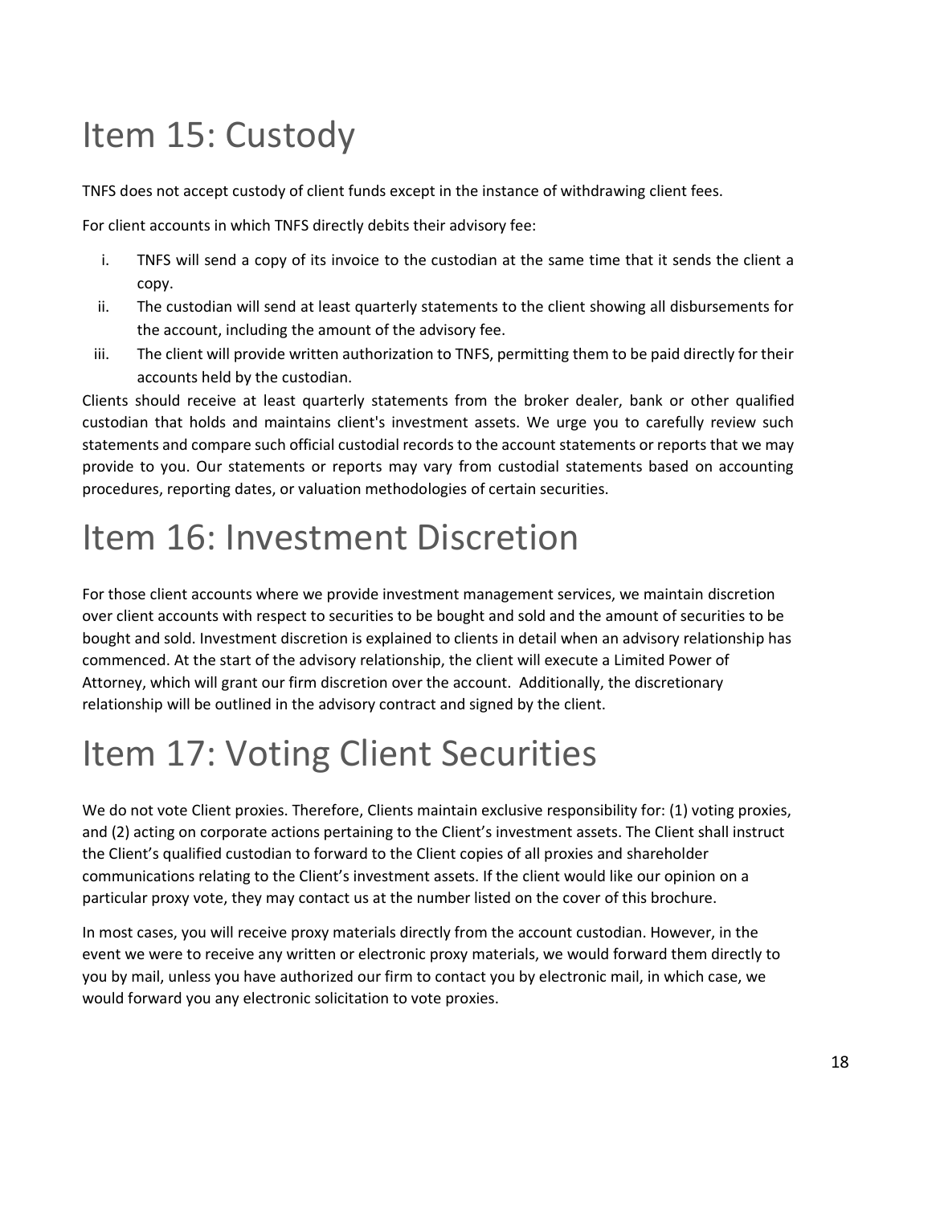# Item 15: Custody

TNFS does not accept custody of client funds except in the instance of withdrawing client fees.

For client accounts in which TNFS directly debits their advisory fee:

i. TNFS will send a copy of its invoice to the custodian at the same time that it sends the client a copy.
ii. The custodian will send at least quarterly statements to the client showing all disbursements for the account, including the amount of the advisory fee.
iii. The client will provide written authorization to TNFS, permitting them to be paid directly for their accounts held by the custodian.

Clients should receive at least quarterly statements from the broker dealer, bank or other qualified custodian that holds and maintains client's investment assets. We urge you to carefully review such statements and compare such official custodial records to the account statements or reports that we may provide to you. Our statements or reports may vary from custodial statements based on accounting procedures, reporting dates, or valuation methodologies of certain securities.

# Item 16: Investment Discretion

For those client accounts where we provide investment management services, we maintain discretion over client accounts with respect to securities to be bought and sold and the amount of securities to be bought and sold. Investment discretion is explained to clients in detail when an advisory relationship has commenced. At the start of the advisory relationship, the client will execute a Limited Power of Attorney, which will grant our firm discretion over the account. Additionally, the discretionary relationship will be outlined in the advisory contract and signed by the client.

# Item 17: Voting Client Securities

We do not vote Client proxies. Therefore, Clients maintain exclusive responsibility for: (1) voting proxies, and (2) acting on corporate actions pertaining to the Client's investment assets. The Client shall instruct the Client's qualified custodian to forward to the Client copies of all proxies and shareholder communications relating to the Client's investment assets. If the client would like our opinion on a particular proxy vote, they may contact us at the number listed on the cover of this brochure.

In most cases, you will receive proxy materials directly from the account custodian. However, in the event we were to receive any written or electronic proxy materials, we would forward them directly to you by mail, unless you have authorized our firm to contact you by electronic mail, in which case, we would forward you any electronic solicitation to vote proxies.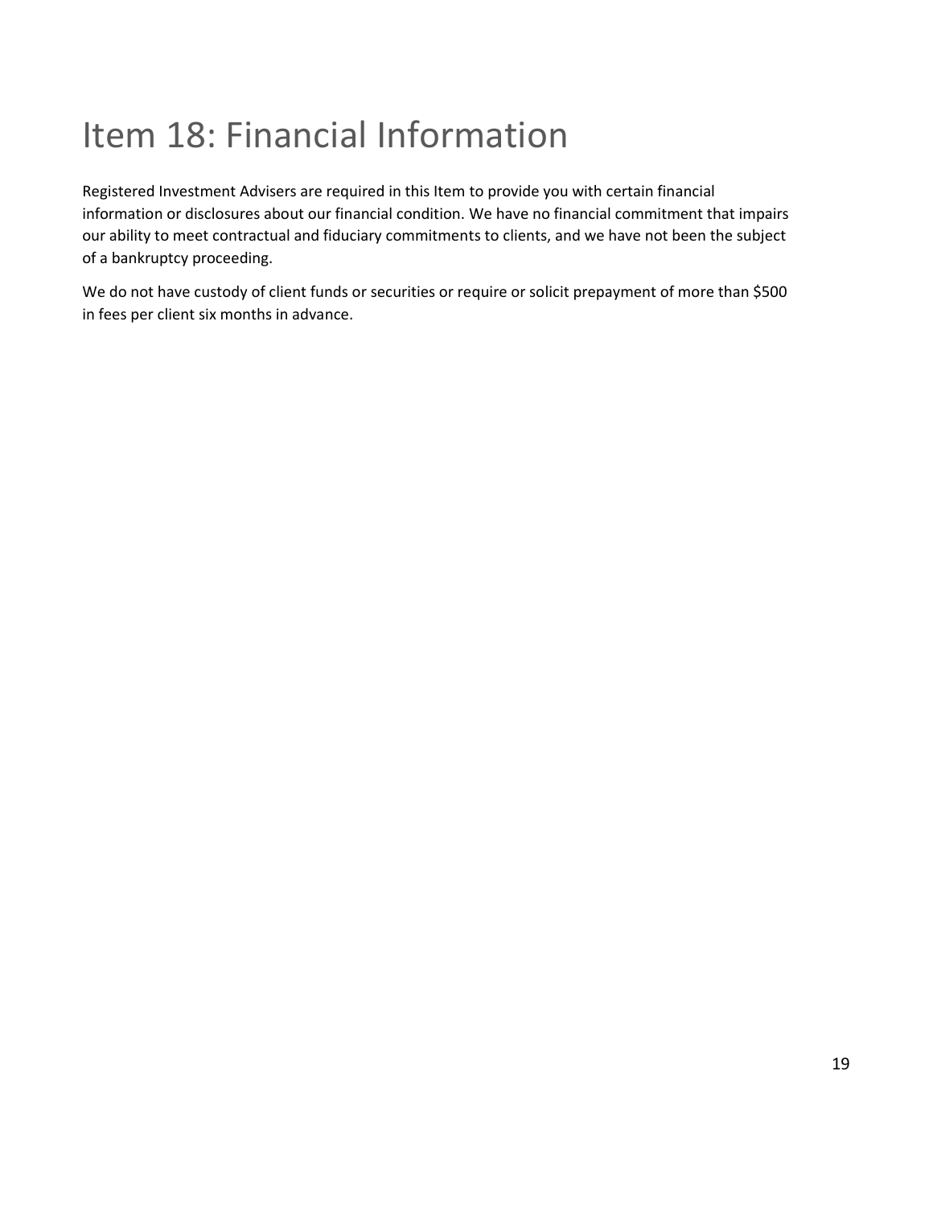# Item 18: Financial Information

Registered Investment Advisers are required in this Item to provide you with certain financial information or disclosures about our financial condition. We have no financial commitment that impairs our ability to meet contractual and fiduciary commitments to clients, and we have not been the subject of a bankruptcy proceeding.

We do not have custody of client funds or securities or require or solicit prepayment of more than $500 in fees per client six months in advance.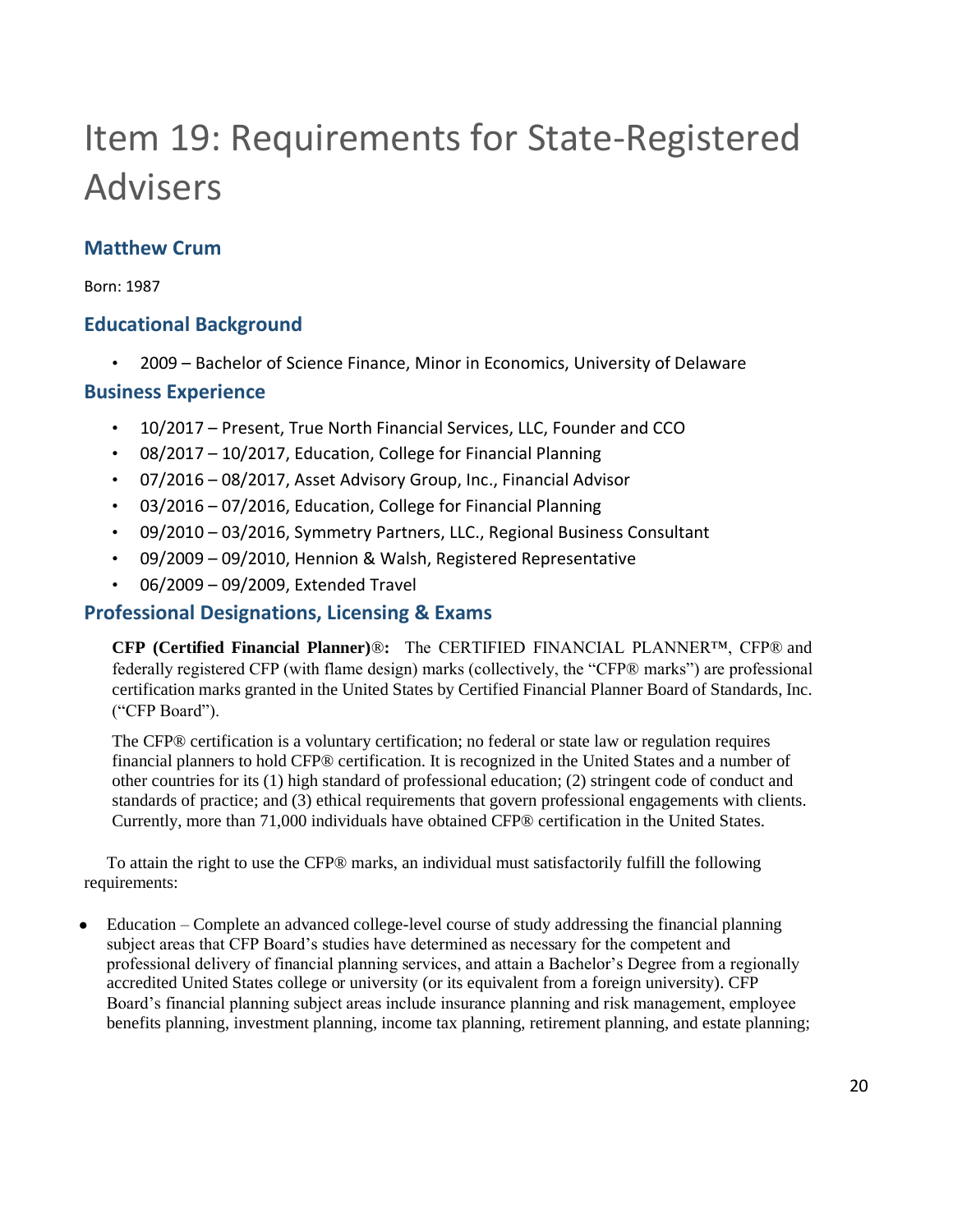# Item 19: Requirements for State-Registered Advisers

## Matthew Crum

Born: 1987

## Educational Background

- 2009 – Bachelor of Science Finance, Minor in Economics, University of Delaware

## Business Experience

- 10/2017 – Present, True North Financial Services, LLC, Founder and CCO
- 08/2017 – 10/2017, Education, College for Financial Planning
- 07/2016 – 08/2017, Asset Advisory Group, Inc., Financial Advisor
- 03/2016 – 07/2016, Education, College for Financial Planning
- 09/2010 – 03/2016, Symmetry Partners, LLC., Regional Business Consultant
- 09/2009 – 09/2010, Hennion & Walsh, Registered Representative
- 06/2009 – 09/2009, Extended Travel

## Professional Designations, Licensing & Exams

**CFP (Certified Financial Planner)®:** The CERTIFIED FINANCIAL PLANNER™, CFP® and federally registered CFP (with flame design) marks (collectively, the "CFP® marks") are professional certification marks granted in the United States by Certified Financial Planner Board of Standards, Inc. ("CFP Board").

The CFP® certification is a voluntary certification; no federal or state law or regulation requires financial planners to hold CFP® certification. It is recognized in the United States and a number of other countries for its (1) high standard of professional education; (2) stringent code of conduct and standards of practice; and (3) ethical requirements that govern professional engagements with clients. Currently, more than 71,000 individuals have obtained CFP® certification in the United States.

To attain the right to use the CFP® marks, an individual must satisfactorily fulfill the following requirements:

- Education – Complete an advanced college-level course of study addressing the financial planning subject areas that CFP Board's studies have determined as necessary for the competent and professional delivery of financial planning services, and attain a Bachelor's Degree from a regionally accredited United States college or university (or its equivalent from a foreign university). CFP Board's financial planning subject areas include insurance planning and risk management, employee benefits planning, investment planning, income tax planning, retirement planning, and estate planning;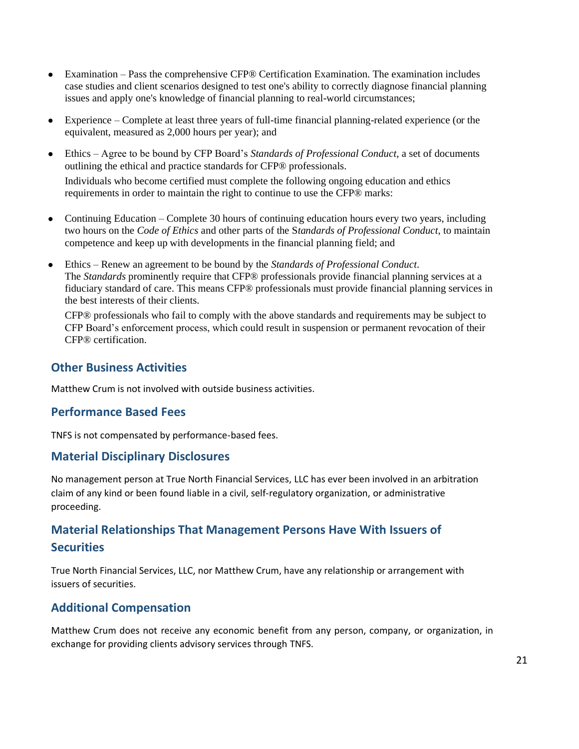- Examination – Pass the comprehensive CFP® Certification Examination. The examination includes case studies and client scenarios designed to test one's ability to correctly diagnose financial planning issues and apply one's knowledge of financial planning to real-world circumstances;
- Experience – Complete at least three years of full-time financial planning-related experience (or the equivalent, measured as 2,000 hours per year); and
- Ethics – Agree to be bound by CFP Board's *Standards of Professional Conduct*, a set of documents outlining the ethical and practice standards for CFP® professionals.

  Individuals who become certified must complete the following ongoing education and ethics requirements in order to maintain the right to continue to use the CFP® marks:

- Continuing Education – Complete 30 hours of continuing education hours every two years, including two hours on the *Code of Ethics* and other parts of the S*tandards of Professional Conduct*, to maintain competence and keep up with developments in the financial planning field; and
- Ethics – Renew an agreement to be bound by the *Standards of Professional Conduct*.
  The *Standards* prominently require that CFP® professionals provide financial planning services at a fiduciary standard of care. This means CFP® professionals must provide financial planning services in the best interests of their clients.

  CFP® professionals who fail to comply with the above standards and requirements may be subject to CFP Board's enforcement process, which could result in suspension or permanent revocation of their CFP® certification.

## Other Business Activities

Matthew Crum is not involved with outside business activities.

## Performance Based Fees

TNFS is not compensated by performance-based fees.

## Material Disciplinary Disclosures

No management person at True North Financial Services, LLC has ever been involved in an arbitration claim of any kind or been found liable in a civil, self-regulatory organization, or administrative proceeding.

## Material Relationships That Management Persons Have With Issuers of Securities

True North Financial Services, LLC, nor Matthew Crum, have any relationship or arrangement with issuers of securities.

## Additional Compensation

Matthew Crum does not receive any economic benefit from any person, company, or organization, in exchange for providing clients advisory services through TNFS.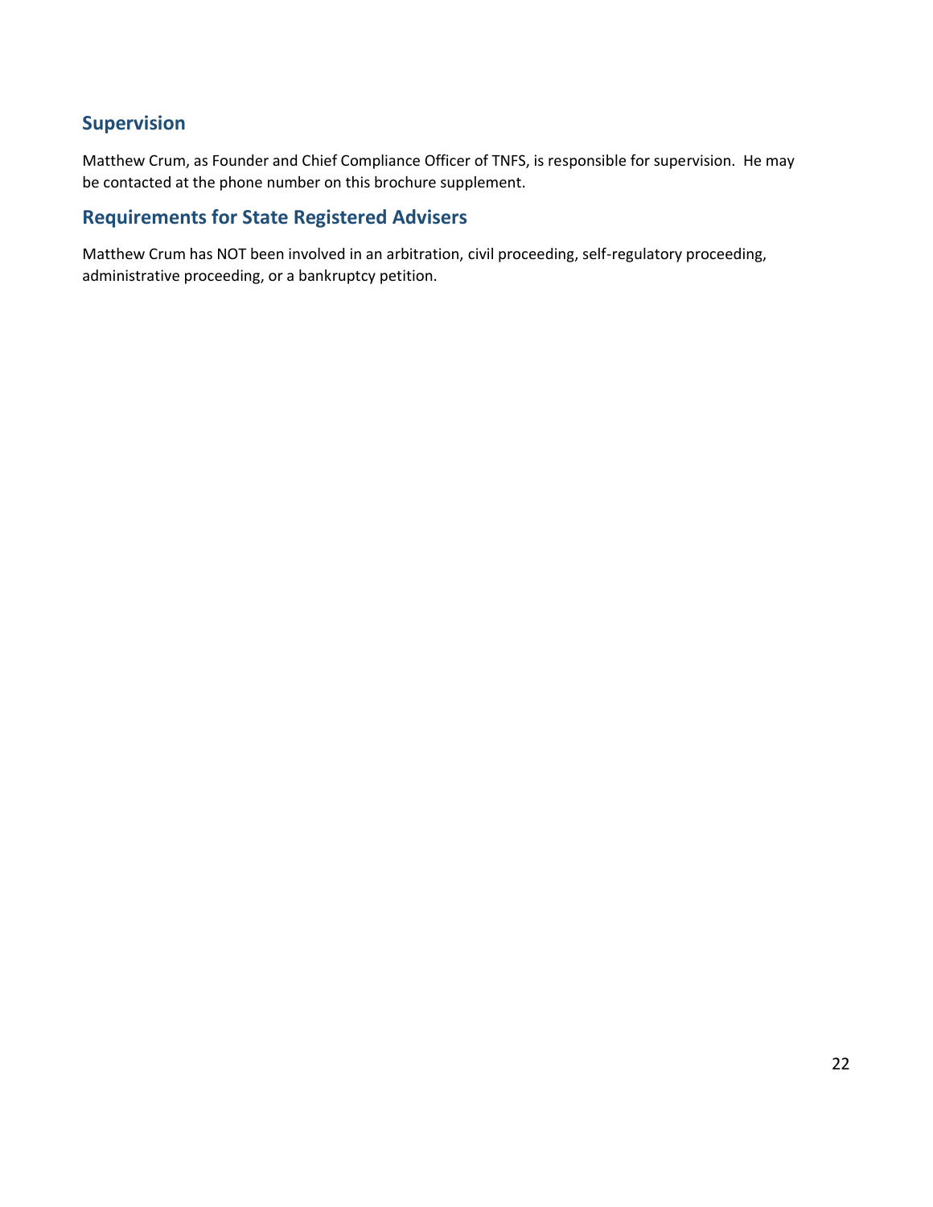## Supervision

Matthew Crum, as Founder and Chief Compliance Officer of TNFS, is responsible for supervision. He may be contacted at the phone number on this brochure supplement.

## Requirements for State Registered Advisers

Matthew Crum has NOT been involved in an arbitration, civil proceeding, self-regulatory proceeding, administrative proceeding, or a bankruptcy petition.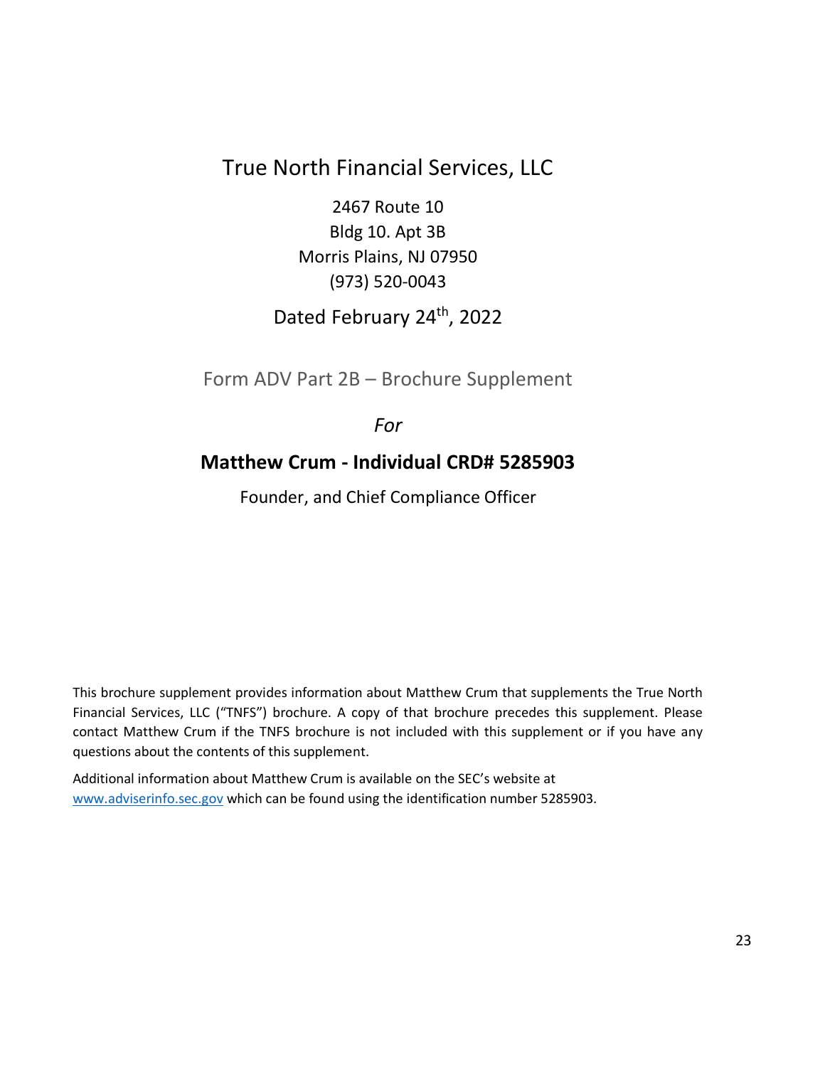# True North Financial Services, LLC

2467 Route 10
Bldg 10. Apt 3B
Morris Plains, NJ 07950
(973) 520-0043

Dated February 24th, 2022

## Form ADV Part 2B – Brochure Supplement

*For*

**Matthew Crum - Individual CRD# 5285903**

Founder, and Chief Compliance Officer

This brochure supplement provides information about Matthew Crum that supplements the True North Financial Services, LLC ("TNFS") brochure. A copy of that brochure precedes this supplement. Please contact Matthew Crum if the TNFS brochure is not included with this supplement or if you have any questions about the contents of this supplement.

Additional information about Matthew Crum is available on the SEC's website at www.adviserinfo.sec.gov which can be found using the identification number 5285903.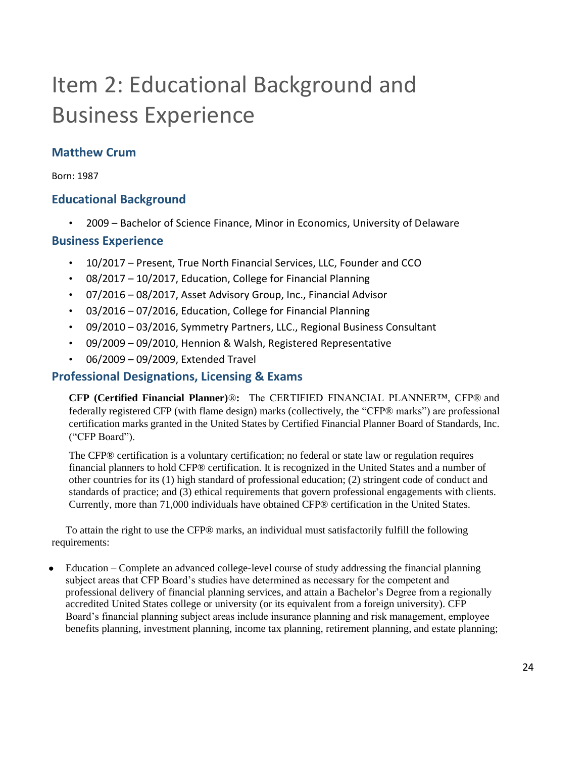# Item 2: Educational Background and Business Experience

## Matthew Crum

Born: 1987

### Educational Background

- 2009 – Bachelor of Science Finance, Minor in Economics, University of Delaware

### Business Experience

- 10/2017 – Present, True North Financial Services, LLC, Founder and CCO
- 08/2017 – 10/2017, Education, College for Financial Planning
- 07/2016 – 08/2017, Asset Advisory Group, Inc., Financial Advisor
- 03/2016 – 07/2016, Education, College for Financial Planning
- 09/2010 – 03/2016, Symmetry Partners, LLC., Regional Business Consultant
- 09/2009 – 09/2010, Hennion & Walsh, Registered Representative
- 06/2009 – 09/2009, Extended Travel

### Professional Designations, Licensing & Exams

**CFP (Certified Financial Planner)®:** The CERTIFIED FINANCIAL PLANNER™, CFP® and federally registered CFP (with flame design) marks (collectively, the "CFP® marks") are professional certification marks granted in the United States by Certified Financial Planner Board of Standards, Inc. ("CFP Board").

The CFP® certification is a voluntary certification; no federal or state law or regulation requires financial planners to hold CFP® certification. It is recognized in the United States and a number of other countries for its (1) high standard of professional education; (2) stringent code of conduct and standards of practice; and (3) ethical requirements that govern professional engagements with clients. Currently, more than 71,000 individuals have obtained CFP® certification in the United States.

To attain the right to use the CFP® marks, an individual must satisfactorily fulfill the following requirements:

- Education – Complete an advanced college-level course of study addressing the financial planning subject areas that CFP Board's studies have determined as necessary for the competent and professional delivery of financial planning services, and attain a Bachelor's Degree from a regionally accredited United States college or university (or its equivalent from a foreign university). CFP Board's financial planning subject areas include insurance planning and risk management, employee benefits planning, investment planning, income tax planning, retirement planning, and estate planning;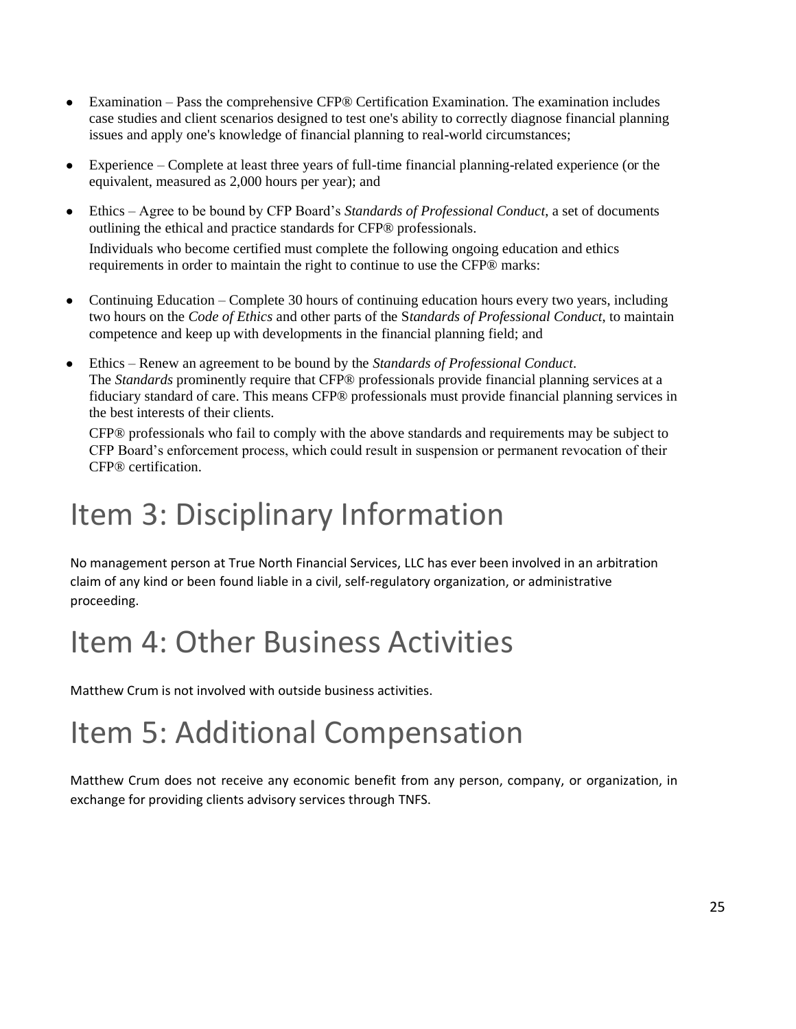- Examination – Pass the comprehensive CFP® Certification Examination. The examination includes case studies and client scenarios designed to test one's ability to correctly diagnose financial planning issues and apply one's knowledge of financial planning to real-world circumstances;
- Experience – Complete at least three years of full-time financial planning-related experience (or the equivalent, measured as 2,000 hours per year); and
- Ethics – Agree to be bound by CFP Board's *Standards of Professional Conduct*, a set of documents outlining the ethical and practice standards for CFP® professionals.

  Individuals who become certified must complete the following ongoing education and ethics requirements in order to maintain the right to continue to use the CFP® marks:

- Continuing Education – Complete 30 hours of continuing education hours every two years, including two hours on the *Code of Ethics* and other parts of the S*tandards of Professional Conduct*, to maintain competence and keep up with developments in the financial planning field; and
- Ethics – Renew an agreement to be bound by the *Standards of Professional Conduct*.
  The *Standards* prominently require that CFP® professionals provide financial planning services at a fiduciary standard of care. This means CFP® professionals must provide financial planning services in the best interests of their clients.

  CFP® professionals who fail to comply with the above standards and requirements may be subject to CFP Board's enforcement process, which could result in suspension or permanent revocation of their CFP® certification.

# Item 3: Disciplinary Information

No management person at True North Financial Services, LLC has ever been involved in an arbitration claim of any kind or been found liable in a civil, self-regulatory organization, or administrative proceeding.

# Item 4: Other Business Activities

Matthew Crum is not involved with outside business activities.

# Item 5: Additional Compensation

Matthew Crum does not receive any economic benefit from any person, company, or organization, in exchange for providing clients advisory services through TNFS.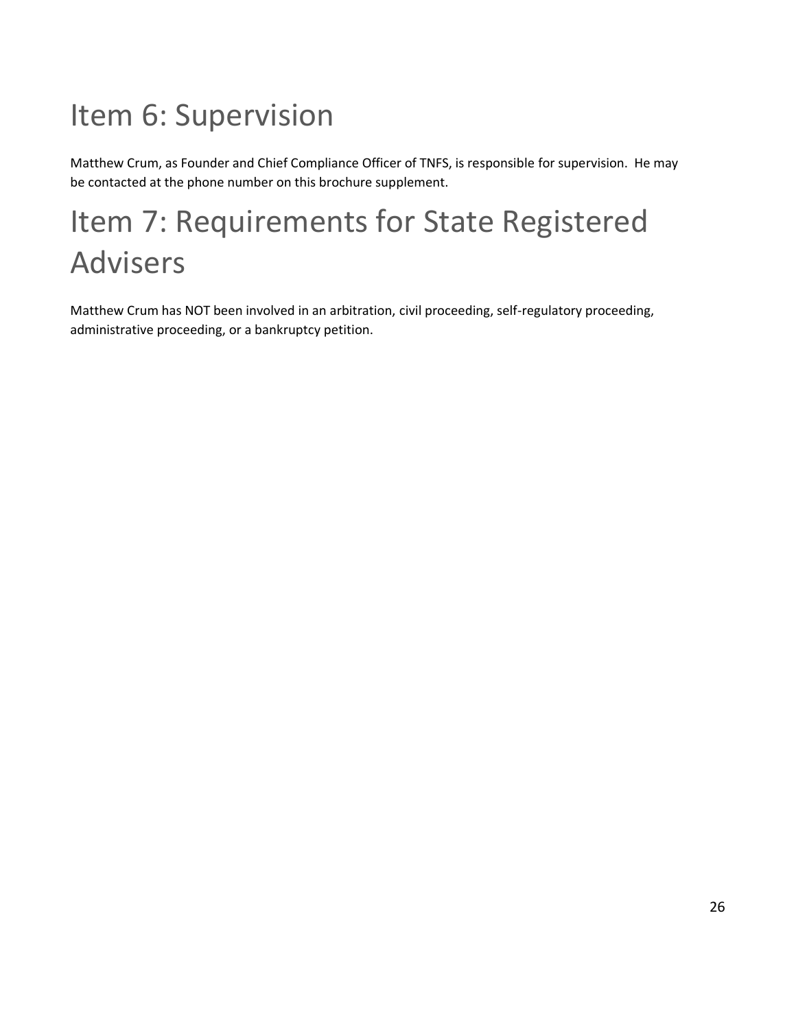# Item 6: Supervision

Matthew Crum, as Founder and Chief Compliance Officer of TNFS, is responsible for supervision. He may be contacted at the phone number on this brochure supplement.

# Item 7: Requirements for State Registered Advisers

Matthew Crum has NOT been involved in an arbitration, civil proceeding, self-regulatory proceeding, administrative proceeding, or a bankruptcy petition.